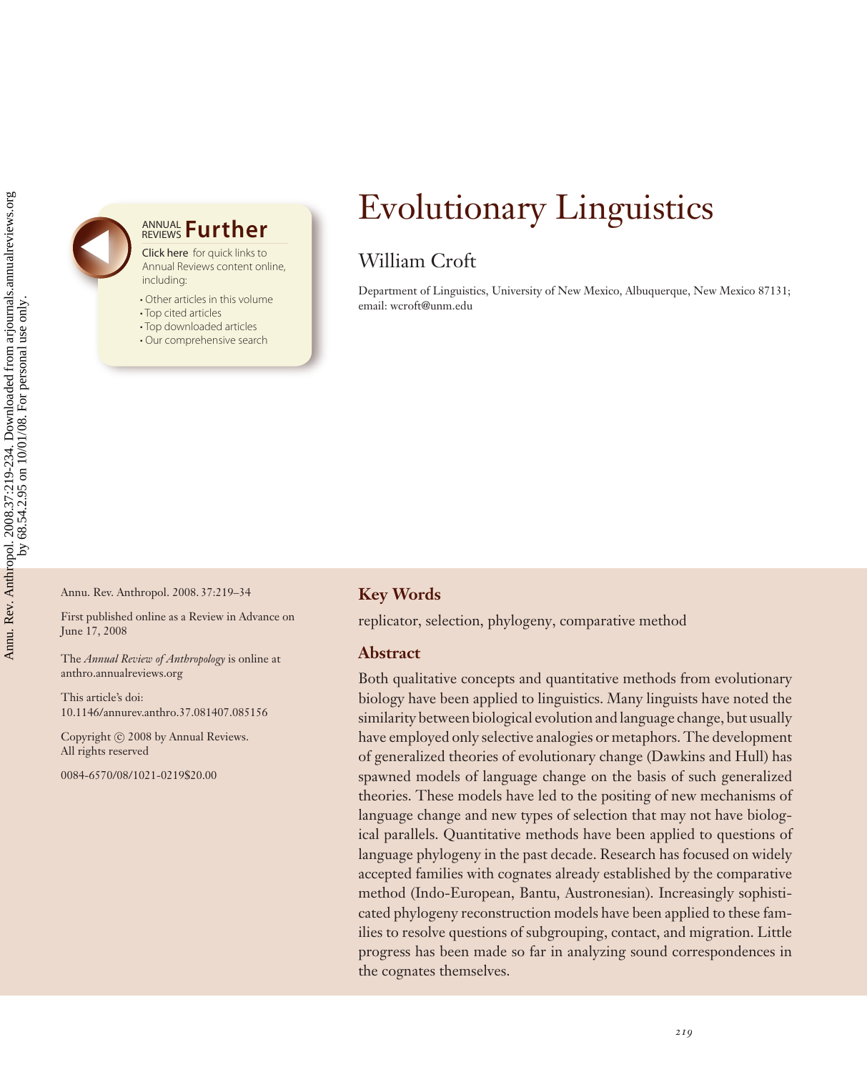# Evolutionary Linguistics

William Croft

Department of Linguistics, University of New Mexico, Albuquerque, New Mexico 87131; email: wcroft@unm.edu

Annu. Rev. Anthropol. 2008. 37:219–34

First published online as a Review in Advance on June 17, 2008

The *Annual Review of Anthropology* is online at anthro.annualreviews.org

This article's doi: 10.1146/annurev.anthro.37.081407.085156

Copyright © 2008 by Annual Reviews. All rights reserved

0084-6570/08/1021-0219$20.00

## Key Words

replicator, selection, phylogeny, comparative method

## Abstract

Both qualitative concepts and quantitative methods from evolutionary biology have been applied to linguistics. Many linguists have noted the similarity between biological evolution and language change, but usually have employed only selective analogies or metaphors. The development of generalized theories of evolutionary change (Dawkins and Hull) has spawned models of language change on the basis of such generalized theories. These models have led to the positing of new mechanisms of language change and new types of selection that may not have biological parallels. Quantitative methods have been applied to questions of language phylogeny in the past decade. Research has focused on widely accepted families with cognates already established by the comparative method (Indo-European, Bantu, Austronesian). Increasingly sophisticated phylogeny reconstruction models have been applied to these families to resolve questions of subgrouping, contact, and migration. Little progress has been made so far in analyzing sound correspondences in the cognates themselves.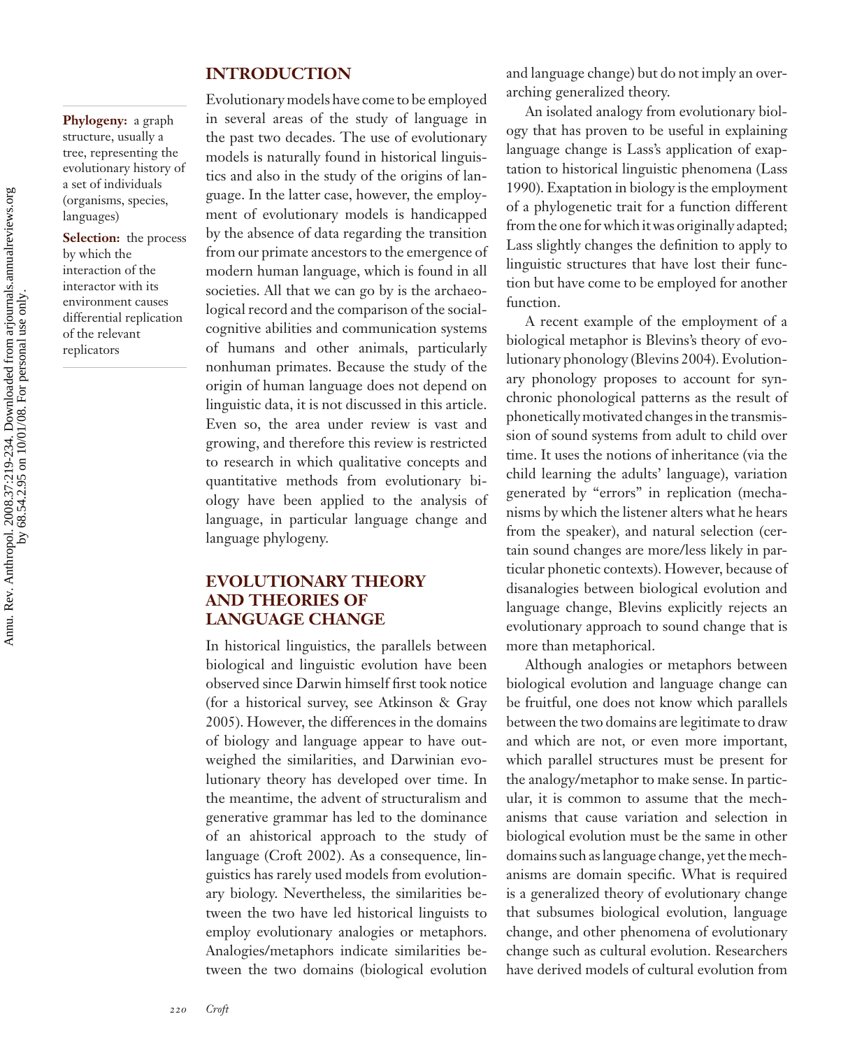**Phylogeny:** a graph structure, usually a tree, representing the evolutionary history of a set of individuals (organisms, species, languages)

**Selection:** the process by which the interaction of the interactor with its environment causes differential replication of the relevant replicators

## INTRODUCTION

Evolutionary models have come to be employed in several areas of the study of language in the past two decades. The use of evolutionary models is naturally found in historical linguistics and also in the study of the origins of language. In the latter case, however, the employment of evolutionary models is handicapped by the absence of data regarding the transition from our primate ancestors to the emergence of modern human language, which is found in all societies. All that we can go by is the archaeological record and the comparison of the social-cognitive abilities and communication systems of humans and other animals, particularly nonhuman primates. Because the study of the origin of human language does not depend on linguistic data, it is not discussed in this article. Even so, the area under review is vast and growing, and therefore this review is restricted to research in which qualitative concepts and quantitative methods from evolutionary biology have been applied to the analysis of language, in particular language change and language phylogeny.

## EVOLUTIONARY THEORY AND THEORIES OF LANGUAGE CHANGE

In historical linguistics, the parallels between biological and linguistic evolution have been observed since Darwin himself first took notice (for a historical survey, see Atkinson & Gray 2005). However, the differences in the domains of biology and language appear to have outweighed the similarities, and Darwinian evolutionary theory has developed over time. In the meantime, the advent of structuralism and generative grammar has led to the dominance of an ahistorical approach to the study of language (Croft 2002). As a consequence, linguistics has rarely used models from evolutionary biology. Nevertheless, the similarities between the two have led historical linguists to employ evolutionary analogies or metaphors. Analogies/metaphors indicate similarities between the two domains (biological evolution and language change) but do not imply an overarching generalized theory.

An isolated analogy from evolutionary biology that has proven to be useful in explaining language change is Lass's application of exaptation to historical linguistic phenomena (Lass 1990). Exaptation in biology is the employment of a phylogenetic trait for a function different from the one for which it was originally adapted; Lass slightly changes the definition to apply to linguistic structures that have lost their function but have come to be employed for another function.

A recent example of the employment of a biological metaphor is Blevins's theory of evolutionary phonology (Blevins 2004). Evolutionary phonology proposes to account for synchronic phonological patterns as the result of phonetically motivated changes in the transmission of sound systems from adult to child over time. It uses the notions of inheritance (via the child learning the adults' language), variation generated by "errors" in replication (mechanisms by which the listener alters what he hears from the speaker), and natural selection (certain sound changes are more/less likely in particular phonetic contexts). However, because of disanalogies between biological evolution and language change, Blevins explicitly rejects an evolutionary approach to sound change that is more than metaphorical.

Although analogies or metaphors between biological evolution and language change can be fruitful, one does not know which parallels between the two domains are legitimate to draw and which are not, or even more important, which parallel structures must be present for the analogy/metaphor to make sense. In particular, it is common to assume that the mechanisms that cause variation and selection in biological evolution must be the same in other domains such as language change, yet the mechanisms are domain specific. What is required is a generalized theory of evolutionary change that subsumes biological evolution, language change, and other phenomena of evolutionary change such as cultural evolution. Researchers have derived models of cultural evolution from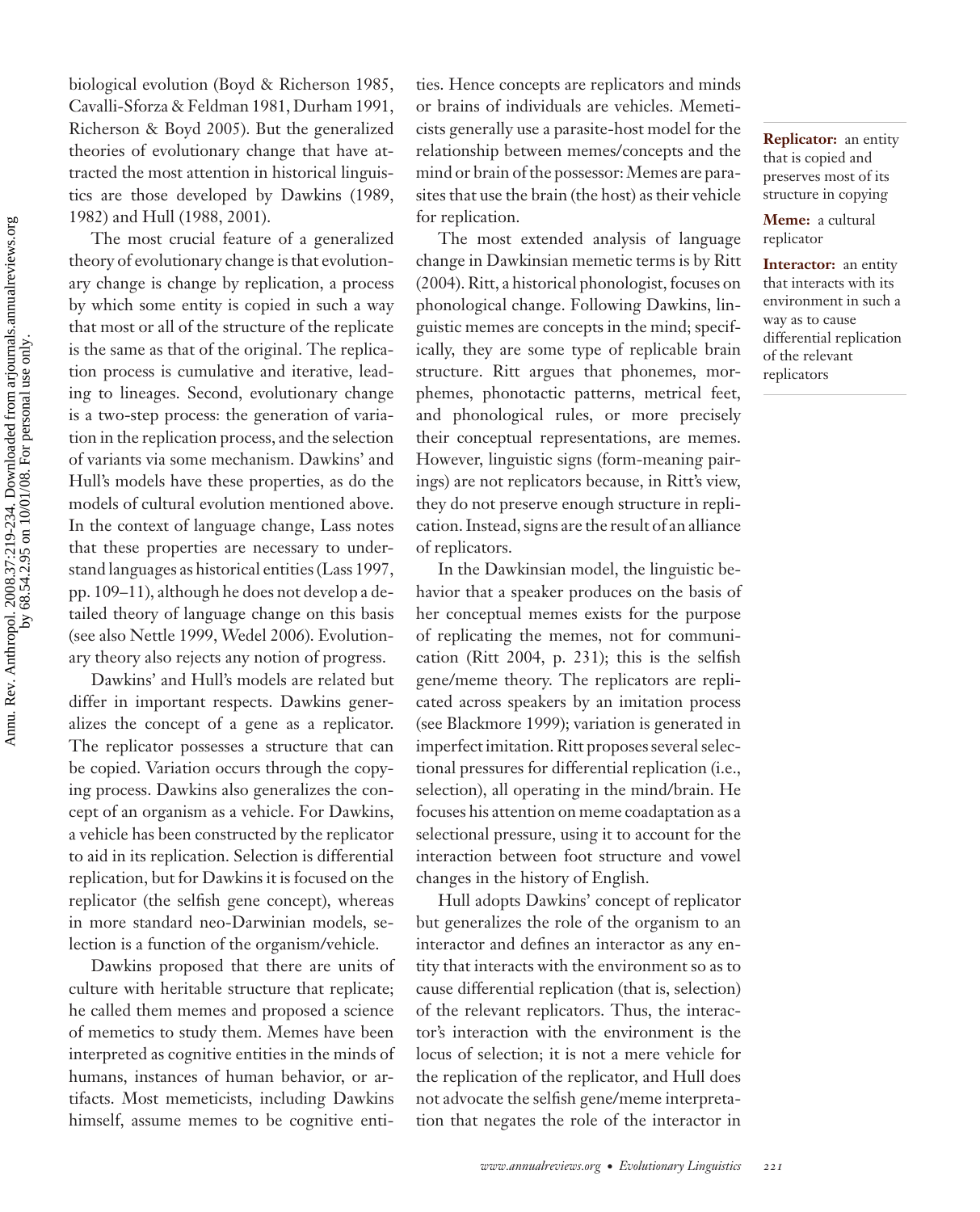biological evolution (Boyd & Richerson 1985, Cavalli-Sforza & Feldman 1981, Durham 1991, Richerson & Boyd 2005). But the generalized theories of evolutionary change that have attracted the most attention in historical linguistics are those developed by Dawkins (1989, 1982) and Hull (1988, 2001).

The most crucial feature of a generalized theory of evolutionary change is that evolutionary change is change by replication, a process by which some entity is copied in such a way that most or all of the structure of the replicate is the same as that of the original. The replication process is cumulative and iterative, leading to lineages. Second, evolutionary change is a two-step process: the generation of variation in the replication process, and the selection of variants via some mechanism. Dawkins' and Hull's models have these properties, as do the models of cultural evolution mentioned above. In the context of language change, Lass notes that these properties are necessary to understand languages as historical entities (Lass 1997, pp. 109–11), although he does not develop a detailed theory of language change on this basis (see also Nettle 1999, Wedel 2006). Evolutionary theory also rejects any notion of progress.

Dawkins' and Hull's models are related but differ in important respects. Dawkins generalizes the concept of a gene as a replicator. The replicator possesses a structure that can be copied. Variation occurs through the copying process. Dawkins also generalizes the concept of an organism as a vehicle. For Dawkins, a vehicle has been constructed by the replicator to aid in its replication. Selection is differential replication, but for Dawkins it is focused on the replicator (the selfish gene concept), whereas in more standard neo-Darwinian models, selection is a function of the organism/vehicle.

Dawkins proposed that there are units of culture with heritable structure that replicate; he called them memes and proposed a science of memetics to study them. Memes have been interpreted as cognitive entities in the minds of humans, instances of human behavior, or artifacts. Most memeticists, including Dawkins himself, assume memes to be cognitive entities. Hence concepts are replicators and minds or brains of individuals are vehicles. Memeticists generally use a parasite-host model for the relationship between memes/concepts and the mind or brain of the possessor: Memes are parasites that use the brain (the host) as their vehicle for replication.

The most extended analysis of language change in Dawkinsian memetic terms is by Ritt (2004). Ritt, a historical phonologist, focuses on phonological change. Following Dawkins, linguistic memes are concepts in the mind; specifically, they are some type of replicable brain structure. Ritt argues that phonemes, morphemes, phonotactic patterns, metrical feet, and phonological rules, or more precisely their conceptual representations, are memes. However, linguistic signs (form-meaning pairings) are not replicators because, in Ritt's view, they do not preserve enough structure in replication. Instead, signs are the result of an alliance of replicators.

In the Dawkinsian model, the linguistic behavior that a speaker produces on the basis of her conceptual memes exists for the purpose of replicating the memes, not for communication (Ritt 2004, p. 231); this is the selfish gene/meme theory. The replicators are replicated across speakers by an imitation process (see Blackmore 1999); variation is generated in imperfect imitation. Ritt proposes several selectional pressures for differential replication (i.e., selection), all operating in the mind/brain. He focuses his attention on meme coadaptation as a selectional pressure, using it to account for the interaction between foot structure and vowel changes in the history of English.

Hull adopts Dawkins' concept of replicator but generalizes the role of the organism to an interactor and defines an interactor as any entity that interacts with the environment so as to cause differential replication (that is, selection) of the relevant replicators. Thus, the interactor's interaction with the environment is the locus of selection; it is not a mere vehicle for the replication of the replicator, and Hull does not advocate the selfish gene/meme interpretation that negates the role of the interactor in

**Replicator:** an entity that is copied and preserves most of its structure in copying

**Meme:** a cultural replicator

**Interactor:** an entity that interacts with its environment in such a way as to cause differential replication of the relevant replicators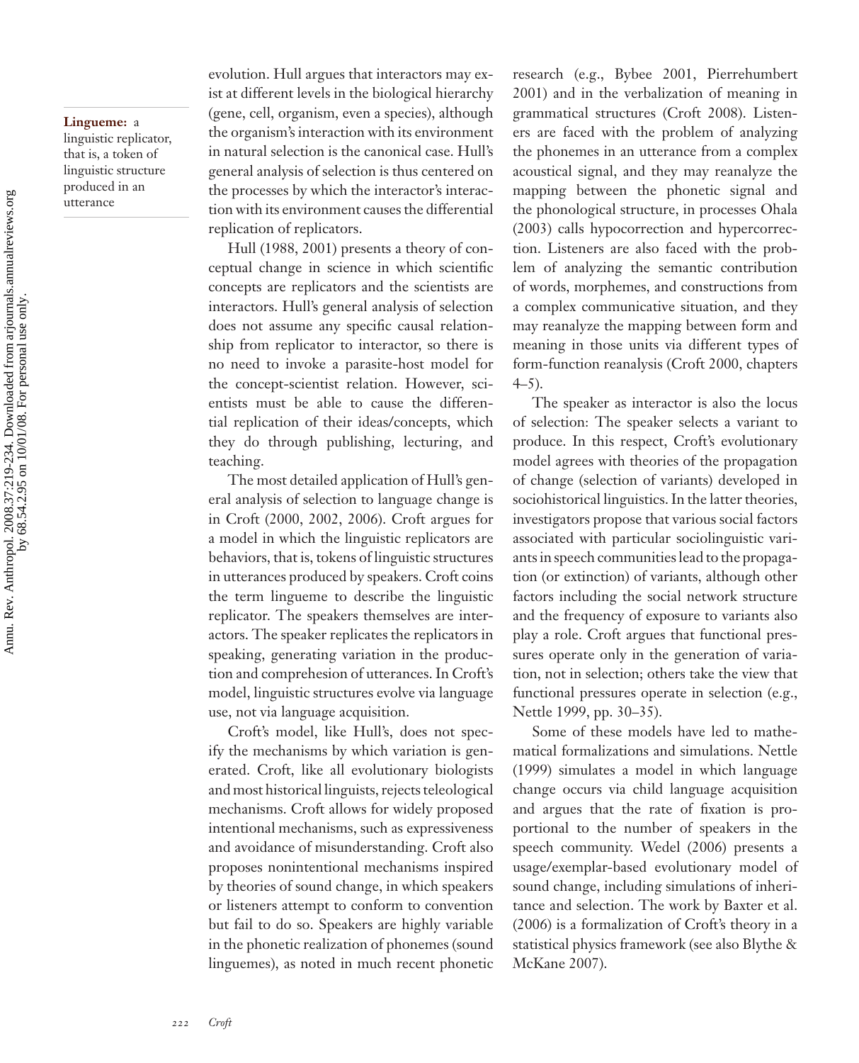**Lingueme:** a linguistic replicator, that is, a token of linguistic structure produced in an utterance

evolution. Hull argues that interactors may exist at different levels in the biological hierarchy (gene, cell, organism, even a species), although the organism's interaction with its environment in natural selection is the canonical case. Hull's general analysis of selection is thus centered on the processes by which the interactor's interaction with its environment causes the differential replication of replicators.

Hull (1988, 2001) presents a theory of conceptual change in science in which scientific concepts are replicators and the scientists are interactors. Hull's general analysis of selection does not assume any specific causal relationship from replicator to interactor, so there is no need to invoke a parasite-host model for the concept-scientist relation. However, scientists must be able to cause the differential replication of their ideas/concepts, which they do through publishing, lecturing, and teaching.

The most detailed application of Hull's general analysis of selection to language change is in Croft (2000, 2002, 2006). Croft argues for a model in which the linguistic replicators are behaviors, that is, tokens of linguistic structures in utterances produced by speakers. Croft coins the term lingueme to describe the linguistic replicator. The speakers themselves are interactors. The speaker replicates the replicators in speaking, generating variation in the production and comprehesion of utterances. In Croft's model, linguistic structures evolve via language use, not via language acquisition.

Croft's model, like Hull's, does not specify the mechanisms by which variation is generated. Croft, like all evolutionary biologists and most historical linguists, rejects teleological mechanisms. Croft allows for widely proposed intentional mechanisms, such as expressiveness and avoidance of misunderstanding. Croft also proposes nonintentional mechanisms inspired by theories of sound change, in which speakers or listeners attempt to conform to convention but fail to do so. Speakers are highly variable in the phonetic realization of phonemes (sound linguemes), as noted in much recent phonetic research (e.g., Bybee 2001, Pierrehumbert 2001) and in the verbalization of meaning in grammatical structures (Croft 2008). Listeners are faced with the problem of analyzing the phonemes in an utterance from a complex acoustical signal, and they may reanalyze the mapping between the phonetic signal and the phonological structure, in processes Ohala (2003) calls hypocorrection and hypercorrection. Listeners are also faced with the problem of analyzing the semantic contribution of words, morphemes, and constructions from a complex communicative situation, and they may reanalyze the mapping between form and meaning in those units via different types of form-function reanalysis (Croft 2000, chapters 4–5).

The speaker as interactor is also the locus of selection: The speaker selects a variant to produce. In this respect, Croft's evolutionary model agrees with theories of the propagation of change (selection of variants) developed in sociohistorical linguistics. In the latter theories, investigators propose that various social factors associated with particular sociolinguistic variants in speech communities lead to the propagation (or extinction) of variants, although other factors including the social network structure and the frequency of exposure to variants also play a role. Croft argues that functional pressures operate only in the generation of variation, not in selection; others take the view that functional pressures operate in selection (e.g., Nettle 1999, pp. 30–35).

Some of these models have led to mathematical formalizations and simulations. Nettle (1999) simulates a model in which language change occurs via child language acquisition and argues that the rate of fixation is proportional to the number of speakers in the speech community. Wedel (2006) presents a usage/exemplar-based evolutionary model of sound change, including simulations of inheritance and selection. The work by Baxter et al. (2006) is a formalization of Croft's theory in a statistical physics framework (see also Blythe & McKane 2007).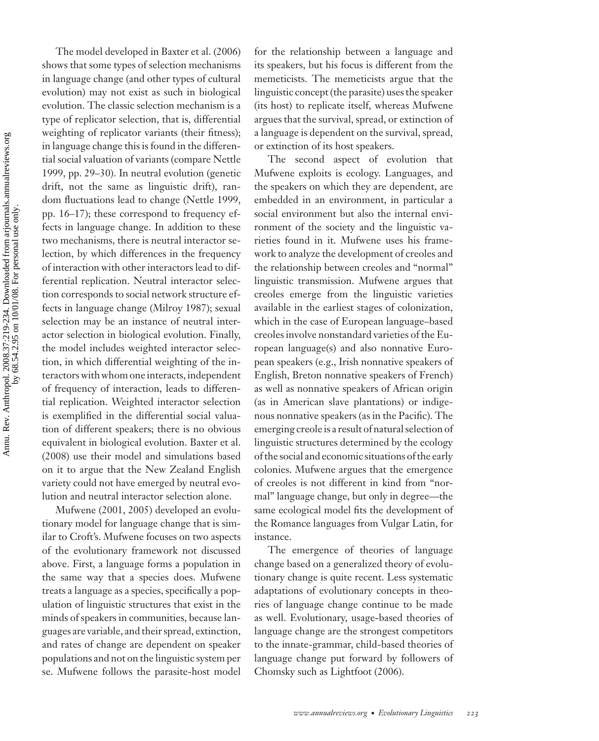The model developed in Baxter et al. (2006) shows that some types of selection mechanisms in language change (and other types of cultural evolution) may not exist as such in biological evolution. The classic selection mechanism is a type of replicator selection, that is, differential weighting of replicator variants (their fitness); in language change this is found in the differential social valuation of variants (compare Nettle 1999, pp. 29–30). In neutral evolution (genetic drift, not the same as linguistic drift), random fluctuations lead to change (Nettle 1999, pp. 16–17); these correspond to frequency effects in language change. In addition to these two mechanisms, there is neutral interactor selection, by which differences in the frequency of interaction with other interactors lead to differential replication. Neutral interactor selection corresponds to social network structure effects in language change (Milroy 1987); sexual selection may be an instance of neutral interactor selection in biological evolution. Finally, the model includes weighted interactor selection, in which differential weighting of the interactors with whom one interacts, independent of frequency of interaction, leads to differential replication. Weighted interactor selection is exemplified in the differential social valuation of different speakers; there is no obvious equivalent in biological evolution. Baxter et al. (2008) use their model and simulations based on it to argue that the New Zealand English variety could not have emerged by neutral evolution and neutral interactor selection alone.

Mufwene (2001, 2005) developed an evolutionary model for language change that is similar to Croft's. Mufwene focuses on two aspects of the evolutionary framework not discussed above. First, a language forms a population in the same way that a species does. Mufwene treats a language as a species, specifically a population of linguistic structures that exist in the minds of speakers in communities, because languages are variable, and their spread, extinction, and rates of change are dependent on speaker populations and not on the linguistic system per se. Mufwene follows the parasite-host model for the relationship between a language and its speakers, but his focus is different from the memeticists. The memeticists argue that the linguistic concept (the parasite) uses the speaker (its host) to replicate itself, whereas Mufwene argues that the survival, spread, or extinction of a language is dependent on the survival, spread, or extinction of its host speakers.

The second aspect of evolution that Mufwene exploits is ecology. Languages, and the speakers on which they are dependent, are embedded in an environment, in particular a social environment but also the internal environment of the society and the linguistic varieties found in it. Mufwene uses his framework to analyze the development of creoles and the relationship between creoles and "normal" linguistic transmission. Mufwene argues that creoles emerge from the linguistic varieties available in the earliest stages of colonization, which in the case of European language–based creoles involve nonstandard varieties of the European language(s) and also nonnative European speakers (e.g., Irish nonnative speakers of English, Breton nonnative speakers of French) as well as nonnative speakers of African origin (as in American slave plantations) or indigenous nonnative speakers (as in the Pacific). The emerging creole is a result of natural selection of linguistic structures determined by the ecology of the social and economic situations of the early colonies. Mufwene argues that the emergence of creoles is not different in kind from "normal" language change, but only in degree—the same ecological model fits the development of the Romance languages from Vulgar Latin, for instance.

The emergence of theories of language change based on a generalized theory of evolutionary change is quite recent. Less systematic adaptations of evolutionary concepts in theories of language change continue to be made as well. Evolutionary, usage-based theories of language change are the strongest competitors to the innate-grammar, child-based theories of language change put forward by followers of Chomsky such as Lightfoot (2006).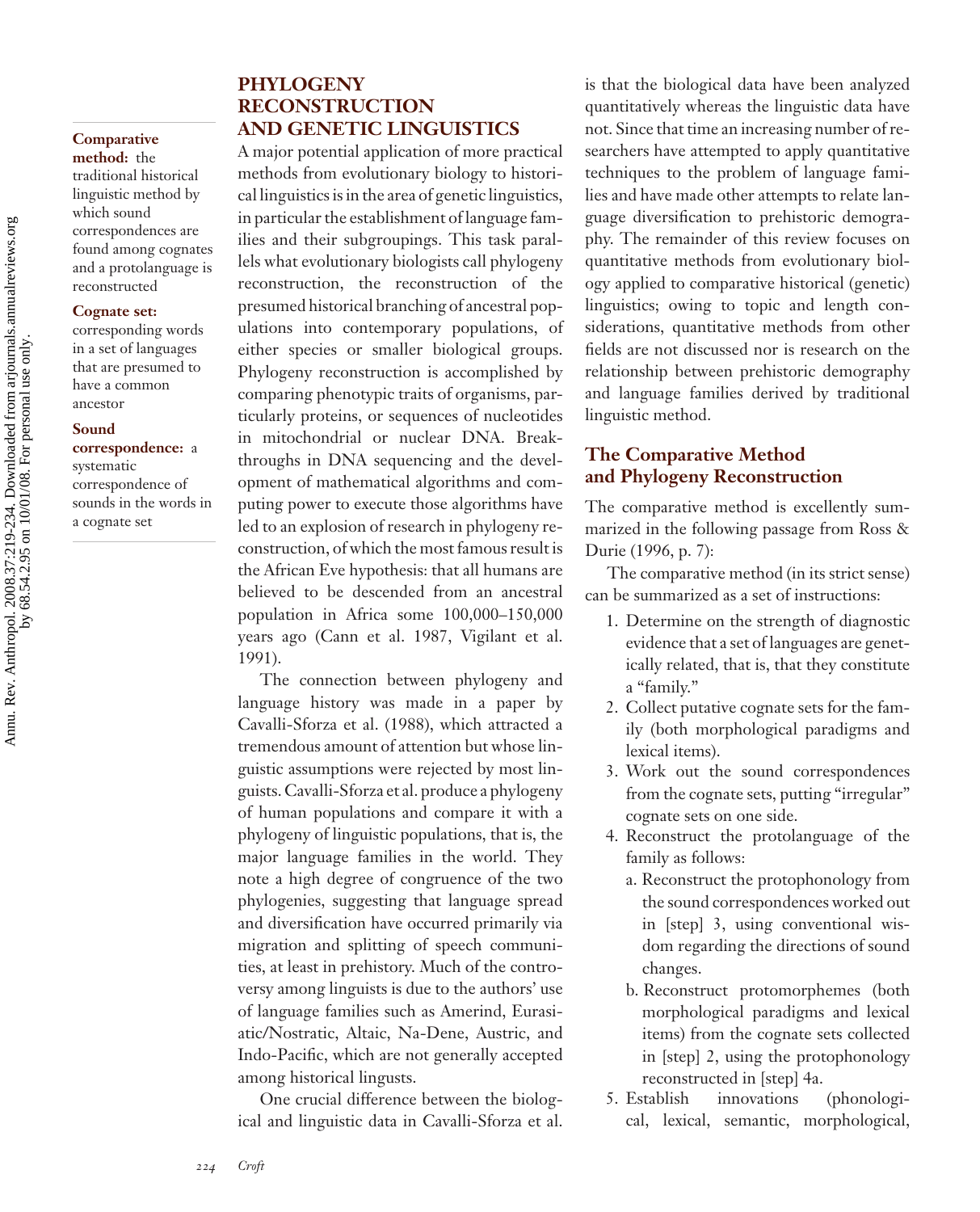**Comparative method:** the traditional historical linguistic method by which sound correspondences are found among cognates and a protolanguage is reconstructed

**Cognate set:** corresponding words in a set of languages that are presumed to have a common ancestor

**Sound correspondence:** a systematic correspondence of sounds in the words in a cognate set

## PHYLOGENY RECONSTRUCTION AND GENETIC LINGUISTICS

A major potential application of more practical methods from evolutionary biology to historical linguistics is in the area of genetic linguistics, in particular the establishment of language families and their subgroupings. This task parallels what evolutionary biologists call phylogeny reconstruction, the reconstruction of the presumed historical branching of ancestral populations into contemporary populations, of either species or smaller biological groups. Phylogeny reconstruction is accomplished by comparing phenotypic traits of organisms, particularly proteins, or sequences of nucleotides in mitochondrial or nuclear DNA. Breakthroughs in DNA sequencing and the development of mathematical algorithms and computing power to execute those algorithms have led to an explosion of research in phylogeny reconstruction, of which the most famous result is the African Eve hypothesis: that all humans are believed to be descended from an ancestral population in Africa some 100,000–150,000 years ago (Cann et al. 1987, Vigilant et al. 1991).

The connection between phylogeny and language history was made in a paper by Cavalli-Sforza et al. (1988), which attracted a tremendous amount of attention but whose linguistic assumptions were rejected by most linguists. Cavalli-Sforza et al. produce a phylogeny of human populations and compare it with a phylogeny of linguistic populations, that is, the major language families in the world. They note a high degree of congruence of the two phylogenies, suggesting that language spread and diversification have occurred primarily via migration and splitting of speech communities, at least in prehistory. Much of the controversy among linguists is due to the authors' use of language families such as Amerind, Eurasiatic/Nostratic, Altaic, Na-Dene, Austric, and Indo-Pacific, which are not generally accepted among historical lingusts.

One crucial difference between the biological and linguistic data in Cavalli-Sforza et al. is that the biological data have been analyzed quantitatively whereas the linguistic data have not. Since that time an increasing number of researchers have attempted to apply quantitative techniques to the problem of language families and have made other attempts to relate language diversification to prehistoric demography. The remainder of this review focuses on quantitative methods from evolutionary biology applied to comparative historical (genetic) linguistics; owing to topic and length considerations, quantitative methods from other fields are not discussed nor is research on the relationship between prehistoric demography and language families derived by traditional linguistic method.

### The Comparative Method and Phylogeny Reconstruction

The comparative method is excellently summarized in the following passage from Ross & Durie (1996, p. 7):

> The comparative method (in its strict sense) can be summarized as a set of instructions:
>
> 1. Determine on the strength of diagnostic evidence that a set of languages are genetically related, that is, that they constitute a "family."
> 2. Collect putative cognate sets for the family (both morphological paradigms and lexical items).
> 3. Work out the sound correspondences from the cognate sets, putting "irregular" cognate sets on one side.
> 4. Reconstruct the protolanguage of the family as follows:
>    a. Reconstruct the protophonology from the sound correspondences worked out in [step] 3, using conventional wisdom regarding the directions of sound changes.
>    b. Reconstruct protomorphemes (both morphological paradigms and lexical items) from the cognate sets collected in [step] 2, using the protophonology reconstructed in [step] 4a.
> 5. Establish innovations (phonological, lexical, semantic, morphological,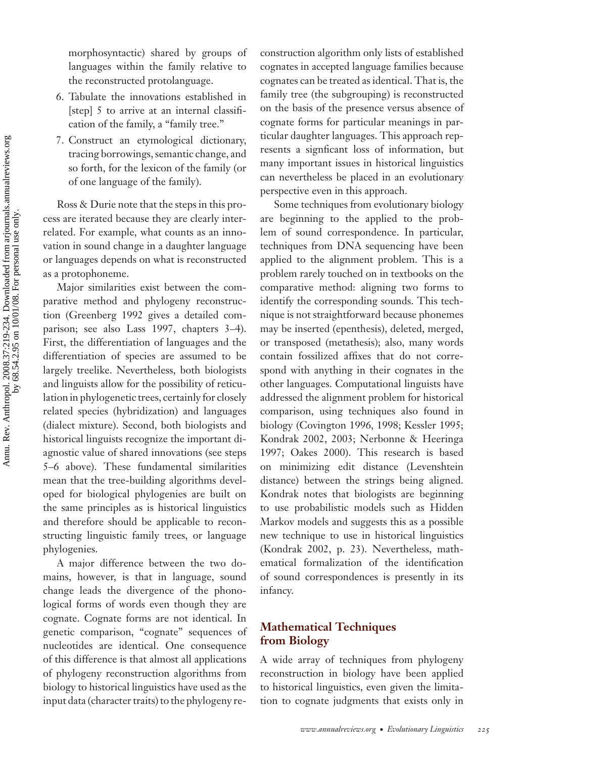morphosyntactic) shared by groups of languages within the family relative to the reconstructed protolanguage.

6. Tabulate the innovations established in [step] 5 to arrive at an internal classification of the family, a "family tree."
7. Construct an etymological dictionary, tracing borrowings, semantic change, and so forth, for the lexicon of the family (or of one language of the family).

Ross & Durie note that the steps in this process are iterated because they are clearly interrelated. For example, what counts as an innovation in sound change in a daughter language or languages depends on what is reconstructed as a protophoneme.

Major similarities exist between the comparative method and phylogeny reconstruction (Greenberg 1992 gives a detailed comparison; see also Lass 1997, chapters 3–4). First, the differentiation of languages and the differentiation of species are assumed to be largely treelike. Nevertheless, both biologists and linguists allow for the possibility of reticulation in phylogenetic trees, certainly for closely related species (hybridization) and languages (dialect mixture). Second, both biologists and historical linguists recognize the important diagnostic value of shared innovations (see steps 5–6 above). These fundamental similarities mean that the tree-building algorithms developed for biological phylogenies are built on the same principles as is historical linguistics and therefore should be applicable to reconstructing linguistic family trees, or language phylogenies.

A major difference between the two domains, however, is that in language, sound change leads the divergence of the phonological forms of words even though they are cognate. Cognate forms are not identical. In genetic comparison, "cognate" sequences of nucleotides are identical. One consequence of this difference is that almost all applications of phylogeny reconstruction algorithms from biology to historical linguistics have used as the input data (character traits) to the phylogeny reconstruction algorithm only lists of established cognates in accepted language families because cognates can be treated as identical. That is, the family tree (the subgrouping) is reconstructed on the basis of the presence versus absence of cognate forms for particular meanings in particular daughter languages. This approach represents a signficant loss of information, but many important issues in historical linguistics can nevertheless be placed in an evolutionary perspective even in this approach.

Some techniques from evolutionary biology are beginning to the applied to the problem of sound correspondence. In particular, techniques from DNA sequencing have been applied to the alignment problem. This is a problem rarely touched on in textbooks on the comparative method: aligning two forms to identify the corresponding sounds. This technique is not straightforward because phonemes may be inserted (epenthesis), deleted, merged, or transposed (metathesis); also, many words contain fossilized affixes that do not correspond with anything in their cognates in the other languages. Computational linguists have addressed the alignment problem for historical comparison, using techniques also found in biology (Covington 1996, 1998; Kessler 1995; Kondrak 2002, 2003; Nerbonne & Heeringa 1997; Oakes 2000). This research is based on minimizing edit distance (Levenshtein distance) between the strings being aligned. Kondrak notes that biologists are beginning to use probabilistic models such as Hidden Markov models and suggests this as a possible new technique to use in historical linguistics (Kondrak 2002, p. 23). Nevertheless, mathematical formalization of the identification of sound correspondences is presently in its infancy.

## Mathematical Techniques from Biology

A wide array of techniques from phylogeny reconstruction in biology have been applied to historical linguistics, even given the limitation to cognate judgments that exists only in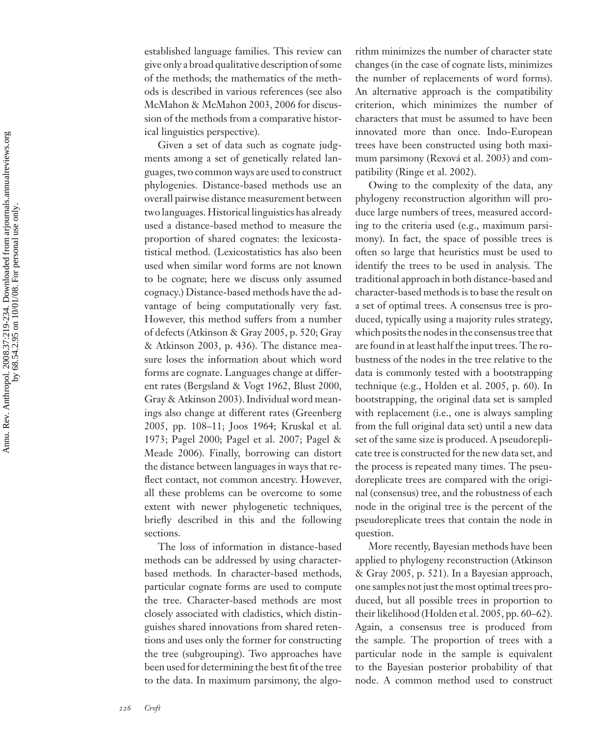established language families. This review can give only a broad qualitative description of some of the methods; the mathematics of the methods is described in various references (see also McMahon & McMahon 2003, 2006 for discussion of the methods from a comparative historical linguistics perspective).

Given a set of data such as cognate judgments among a set of genetically related languages, two common ways are used to construct phylogenies. Distance-based methods use an overall pairwise distance measurement between two languages. Historical linguistics has already used a distance-based method to measure the proportion of shared cognates: the lexicostatistical method. (Lexicostatistics has also been used when similar word forms are not known to be cognate; here we discuss only assumed cognacy.) Distance-based methods have the advantage of being computationally very fast. However, this method suffers from a number of defects (Atkinson & Gray 2005, p. 520; Gray & Atkinson 2003, p. 436). The distance measure loses the information about which word forms are cognate. Languages change at different rates (Bergsland & Vogt 1962, Blust 2000, Gray & Atkinson 2003). Individual word meanings also change at different rates (Greenberg 2005, pp. 108–11; Joos 1964; Kruskal et al. 1973; Pagel 2000; Pagel et al. 2007; Pagel & Meade 2006). Finally, borrowing can distort the distance between languages in ways that reflect contact, not common ancestry. However, all these problems can be overcome to some extent with newer phylogenetic techniques, briefly described in this and the following sections.

The loss of information in distance-based methods can be addressed by using character-based methods. In character-based methods, particular cognate forms are used to compute the tree. Character-based methods are most closely associated with cladistics, which distinguishes shared innovations from shared retentions and uses only the former for constructing the tree (subgrouping). Two approaches have been used for determining the best fit of the tree to the data. In maximum parsimony, the algorithm minimizes the number of character state changes (in the case of cognate lists, minimizes the number of replacements of word forms). An alternative approach is the compatibility criterion, which minimizes the number of characters that must be assumed to have been innovated more than once. Indo-European trees have been constructed using both maximum parsimony (Rexová et al. 2003) and compatibility (Ringe et al. 2002).

Owing to the complexity of the data, any phylogeny reconstruction algorithm will produce large numbers of trees, measured according to the criteria used (e.g., maximum parsimony). In fact, the space of possible trees is often so large that heuristics must be used to identify the trees to be used in analysis. The traditional approach in both distance-based and character-based methods is to base the result on a set of optimal trees. A consensus tree is produced, typically using a majority rules strategy, which posits the nodes in the consensus tree that are found in at least half the input trees. The robustness of the nodes in the tree relative to the data is commonly tested with a bootstrapping technique (e.g., Holden et al. 2005, p. 60). In bootstrapping, the original data set is sampled with replacement (i.e., one is always sampling from the full original data set) until a new data set of the same size is produced. A pseudoreplicate tree is constructed for the new data set, and the process is repeated many times. The pseudoreplicate trees are compared with the original (consensus) tree, and the robustness of each node in the original tree is the percent of the pseudoreplicate trees that contain the node in question.

More recently, Bayesian methods have been applied to phylogeny reconstruction (Atkinson & Gray 2005, p. 521). In a Bayesian approach, one samples not just the most optimal trees produced, but all possible trees in proportion to their likelihood (Holden et al. 2005, pp. 60–62). Again, a consensus tree is produced from the sample. The proportion of trees with a particular node in the sample is equivalent to the Bayesian posterior probability of that node. A common method used to construct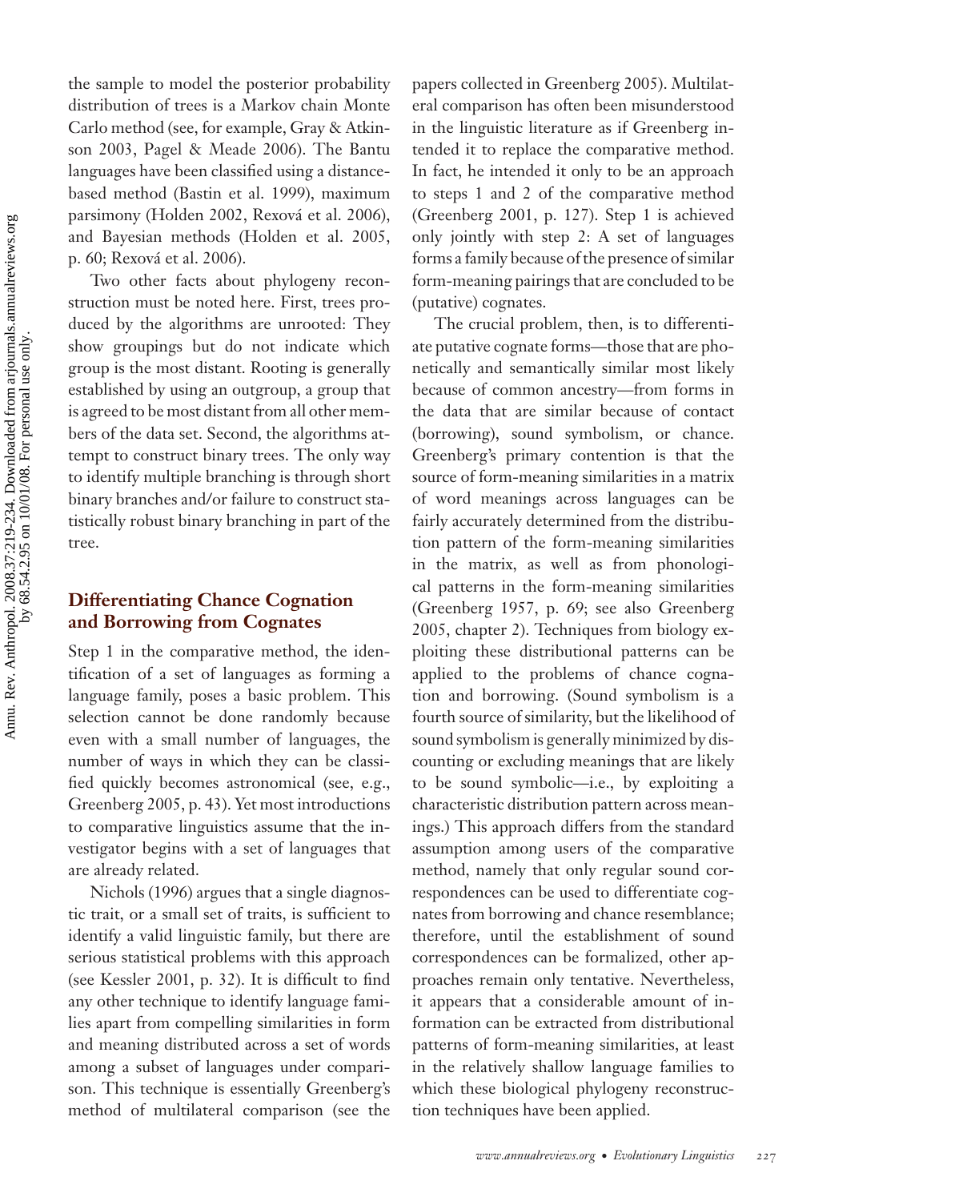the sample to model the posterior probability distribution of trees is a Markov chain Monte Carlo method (see, for example, Gray & Atkinson 2003, Pagel & Meade 2006). The Bantu languages have been classified using a distance-based method (Bastin et al. 1999), maximum parsimony (Holden 2002, Rexová et al. 2006), and Bayesian methods (Holden et al. 2005, p. 60; Rexová et al. 2006).

Two other facts about phylogeny reconstruction must be noted here. First, trees produced by the algorithms are unrooted: They show groupings but do not indicate which group is the most distant. Rooting is generally established by using an outgroup, a group that is agreed to be most distant from all other members of the data set. Second, the algorithms attempt to construct binary trees. The only way to identify multiple branching is through short binary branches and/or failure to construct statistically robust binary branching in part of the tree.

## Differentiating Chance Cognation and Borrowing from Cognates

Step 1 in the comparative method, the identification of a set of languages as forming a language family, poses a basic problem. This selection cannot be done randomly because even with a small number of languages, the number of ways in which they can be classified quickly becomes astronomical (see, e.g., Greenberg 2005, p. 43). Yet most introductions to comparative linguistics assume that the investigator begins with a set of languages that are already related.

Nichols (1996) argues that a single diagnostic trait, or a small set of traits, is sufficient to identify a valid linguistic family, but there are serious statistical problems with this approach (see Kessler 2001, p. 32). It is difficult to find any other technique to identify language families apart from compelling similarities in form and meaning distributed across a set of words among a subset of languages under comparison. This technique is essentially Greenberg's method of multilateral comparison (see the papers collected in Greenberg 2005). Multilateral comparison has often been misunderstood in the linguistic literature as if Greenberg intended it to replace the comparative method. In fact, he intended it only to be an approach to steps 1 and 2 of the comparative method (Greenberg 2001, p. 127). Step 1 is achieved only jointly with step 2: A set of languages forms a family because of the presence of similar form-meaning pairings that are concluded to be (putative) cognates.

The crucial problem, then, is to differentiate putative cognate forms—those that are phonetically and semantically similar most likely because of common ancestry—from forms in the data that are similar because of contact (borrowing), sound symbolism, or chance. Greenberg's primary contention is that the source of form-meaning similarities in a matrix of word meanings across languages can be fairly accurately determined from the distribution pattern of the form-meaning similarities in the matrix, as well as from phonological patterns in the form-meaning similarities (Greenberg 1957, p. 69; see also Greenberg 2005, chapter 2). Techniques from biology exploiting these distributional patterns can be applied to the problems of chance cognation and borrowing. (Sound symbolism is a fourth source of similarity, but the likelihood of sound symbolism is generally minimized by discounting or excluding meanings that are likely to be sound symbolic—i.e., by exploiting a characteristic distribution pattern across meanings.) This approach differs from the standard assumption among users of the comparative method, namely that only regular sound correspondences can be used to differentiate cognates from borrowing and chance resemblance; therefore, until the establishment of sound correspondences can be formalized, other approaches remain only tentative. Nevertheless, it appears that a considerable amount of information can be extracted from distributional patterns of form-meaning similarities, at least in the relatively shallow language families to which these biological phylogeny reconstruction techniques have been applied.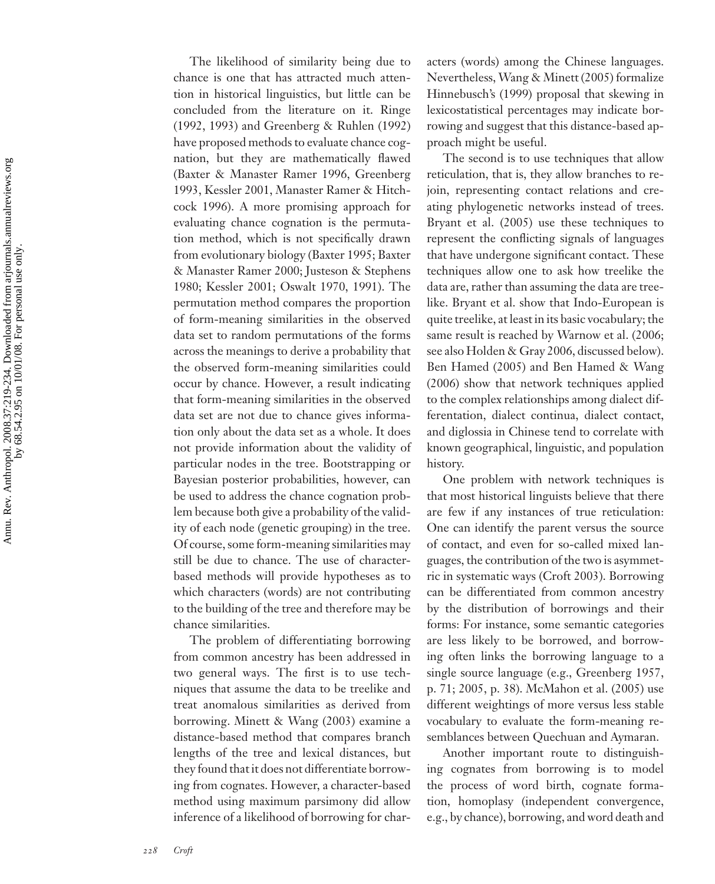The likelihood of similarity being due to chance is one that has attracted much attention in historical linguistics, but little can be concluded from the literature on it. Ringe (1992, 1993) and Greenberg & Ruhlen (1992) have proposed methods to evaluate chance cognation, but they are mathematically flawed (Baxter & Manaster Ramer 1996, Greenberg 1993, Kessler 2001, Manaster Ramer & Hitchcock 1996). A more promising approach for evaluating chance cognation is the permutation method, which is not specifically drawn from evolutionary biology (Baxter 1995; Baxter & Manaster Ramer 2000; Justeson & Stephens 1980; Kessler 2001; Oswalt 1970, 1991). The permutation method compares the proportion of form-meaning similarities in the observed data set to random permutations of the forms across the meanings to derive a probability that the observed form-meaning similarities could occur by chance. However, a result indicating that form-meaning similarities in the observed data set are not due to chance gives information only about the data set as a whole. It does not provide information about the validity of particular nodes in the tree. Bootstrapping or Bayesian posterior probabilities, however, can be used to address the chance cognation problem because both give a probability of the validity of each node (genetic grouping) in the tree. Of course, some form-meaning similarities may still be due to chance. The use of character-based methods will provide hypotheses as to which characters (words) are not contributing to the building of the tree and therefore may be chance similarities.

The problem of differentiating borrowing from common ancestry has been addressed in two general ways. The first is to use techniques that assume the data to be treelike and treat anomalous similarities as derived from borrowing. Minett & Wang (2003) examine a distance-based method that compares branch lengths of the tree and lexical distances, but they found that it does not differentiate borrowing from cognates. However, a character-based method using maximum parsimony did allow inference of a likelihood of borrowing for characters (words) among the Chinese languages. Nevertheless, Wang & Minett (2005) formalize Hinnebusch's (1999) proposal that skewing in lexicostatistical percentages may indicate borrowing and suggest that this distance-based approach might be useful.

The second is to use techniques that allow reticulation, that is, they allow branches to rejoin, representing contact relations and creating phylogenetic networks instead of trees. Bryant et al. (2005) use these techniques to represent the conflicting signals of languages that have undergone significant contact. These techniques allow one to ask how treelike the data are, rather than assuming the data are treelike. Bryant et al. show that Indo-European is quite treelike, at least in its basic vocabulary; the same result is reached by Warnow et al. (2006; see also Holden & Gray 2006, discussed below). Ben Hamed (2005) and Ben Hamed & Wang (2006) show that network techniques applied to the complex relationships among dialect differentation, dialect continua, dialect contact, and diglossia in Chinese tend to correlate with known geographical, linguistic, and population history.

One problem with network techniques is that most historical linguists believe that there are few if any instances of true reticulation: One can identify the parent versus the source of contact, and even for so-called mixed languages, the contribution of the two is asymmetric in systematic ways (Croft 2003). Borrowing can be differentiated from common ancestry by the distribution of borrowings and their forms: For instance, some semantic categories are less likely to be borrowed, and borrowing often links the borrowing language to a single source language (e.g., Greenberg 1957, p. 71; 2005, p. 38). McMahon et al. (2005) use different weightings of more versus less stable vocabulary to evaluate the form-meaning resemblances between Quechuan and Aymaran.

Another important route to distinguishing cognates from borrowing is to model the process of word birth, cognate formation, homoplasy (independent convergence, e.g., by chance), borrowing, and word death and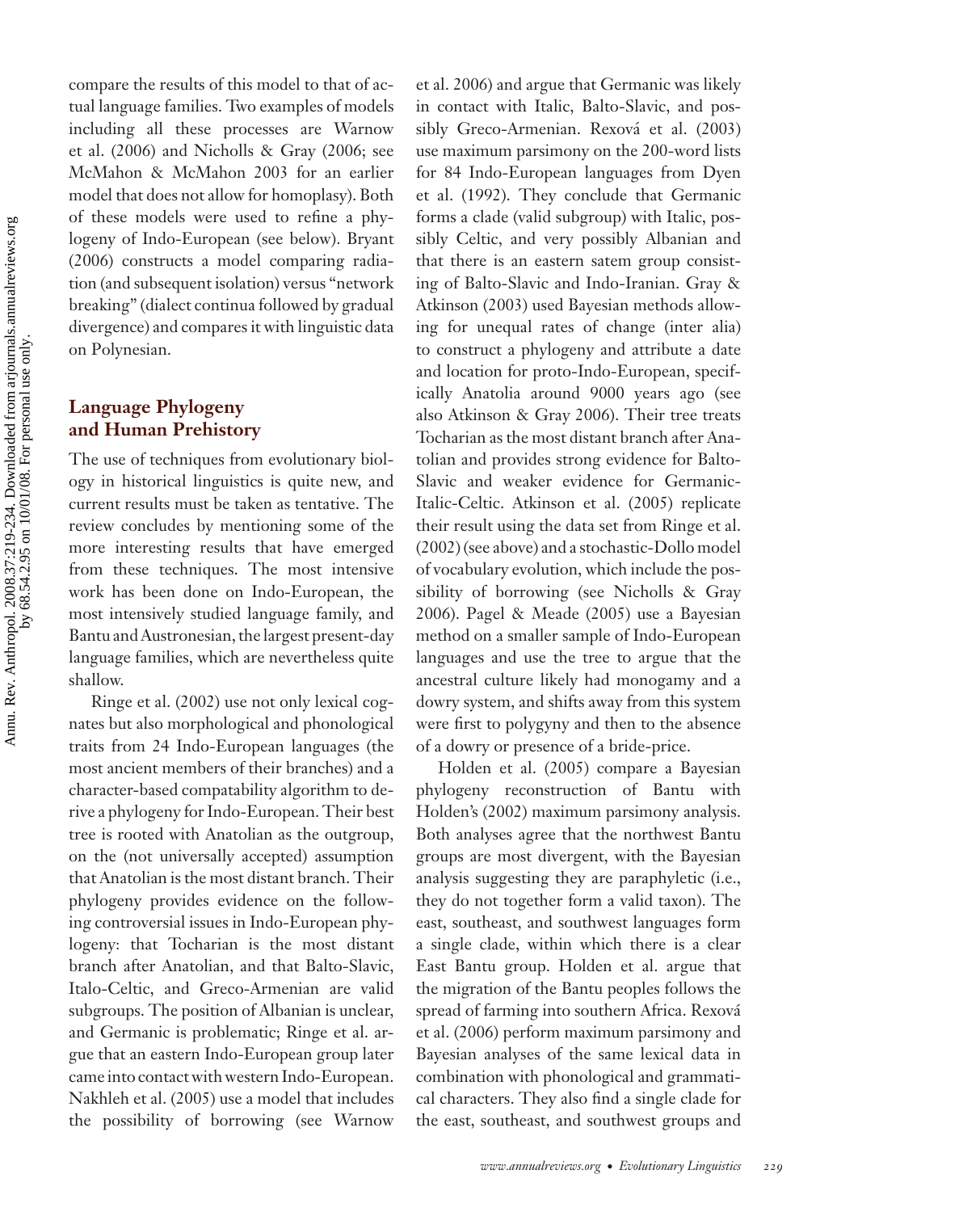compare the results of this model to that of actual language families. Two examples of models including all these processes are Warnow et al. (2006) and Nicholls & Gray (2006; see McMahon & McMahon 2003 for an earlier model that does not allow for homoplasy). Both of these models were used to refine a phylogeny of Indo-European (see below). Bryant (2006) constructs a model comparing radiation (and subsequent isolation) versus "network breaking" (dialect continua followed by gradual divergence) and compares it with linguistic data on Polynesian.

## Language Phylogeny and Human Prehistory

The use of techniques from evolutionary biology in historical linguistics is quite new, and current results must be taken as tentative. The review concludes by mentioning some of the more interesting results that have emerged from these techniques. The most intensive work has been done on Indo-European, the most intensively studied language family, and Bantu and Austronesian, the largest present-day language families, which are nevertheless quite shallow.

Ringe et al. (2002) use not only lexical cognates but also morphological and phonological traits from 24 Indo-European languages (the most ancient members of their branches) and a character-based compatability algorithm to derive a phylogeny for Indo-European. Their best tree is rooted with Anatolian as the outgroup, on the (not universally accepted) assumption that Anatolian is the most distant branch. Their phylogeny provides evidence on the following controversial issues in Indo-European phylogeny: that Tocharian is the most distant branch after Anatolian, and that Balto-Slavic, Italo-Celtic, and Greco-Armenian are valid subgroups. The position of Albanian is unclear, and Germanic is problematic; Ringe et al. argue that an eastern Indo-European group later came into contact with western Indo-European. Nakhleh et al. (2005) use a model that includes the possibility of borrowing (see Warnow et al. 2006) and argue that Germanic was likely in contact with Italic, Balto-Slavic, and possibly Greco-Armenian. Rexová et al. (2003) use maximum parsimony on the 200-word lists for 84 Indo-European languages from Dyen et al. (1992). They conclude that Germanic forms a clade (valid subgroup) with Italic, possibly Celtic, and very possibly Albanian and that there is an eastern satem group consisting of Balto-Slavic and Indo-Iranian. Gray & Atkinson (2003) used Bayesian methods allowing for unequal rates of change (inter alia) to construct a phylogeny and attribute a date and location for proto-Indo-European, specifically Anatolia around 9000 years ago (see also Atkinson & Gray 2006). Their tree treats Tocharian as the most distant branch after Anatolian and provides strong evidence for Balto-Slavic and weaker evidence for Germanic-Italic-Celtic. Atkinson et al. (2005) replicate their result using the data set from Ringe et al. (2002) (see above) and a stochastic-Dollo model of vocabulary evolution, which include the possibility of borrowing (see Nicholls & Gray 2006). Pagel & Meade (2005) use a Bayesian method on a smaller sample of Indo-European languages and use the tree to argue that the ancestral culture likely had monogamy and a dowry system, and shifts away from this system were first to polygyny and then to the absence of a dowry or presence of a bride-price.

Holden et al. (2005) compare a Bayesian phylogeny reconstruction of Bantu with Holden's (2002) maximum parsimony analysis. Both analyses agree that the northwest Bantu groups are most divergent, with the Bayesian analysis suggesting they are paraphyletic (i.e., they do not together form a valid taxon). The east, southeast, and southwest languages form a single clade, within which there is a clear East Bantu group. Holden et al. argue that the migration of the Bantu peoples follows the spread of farming into southern Africa. Rexová et al. (2006) perform maximum parsimony and Bayesian analyses of the same lexical data in combination with phonological and grammatical characters. They also find a single clade for the east, southeast, and southwest groups and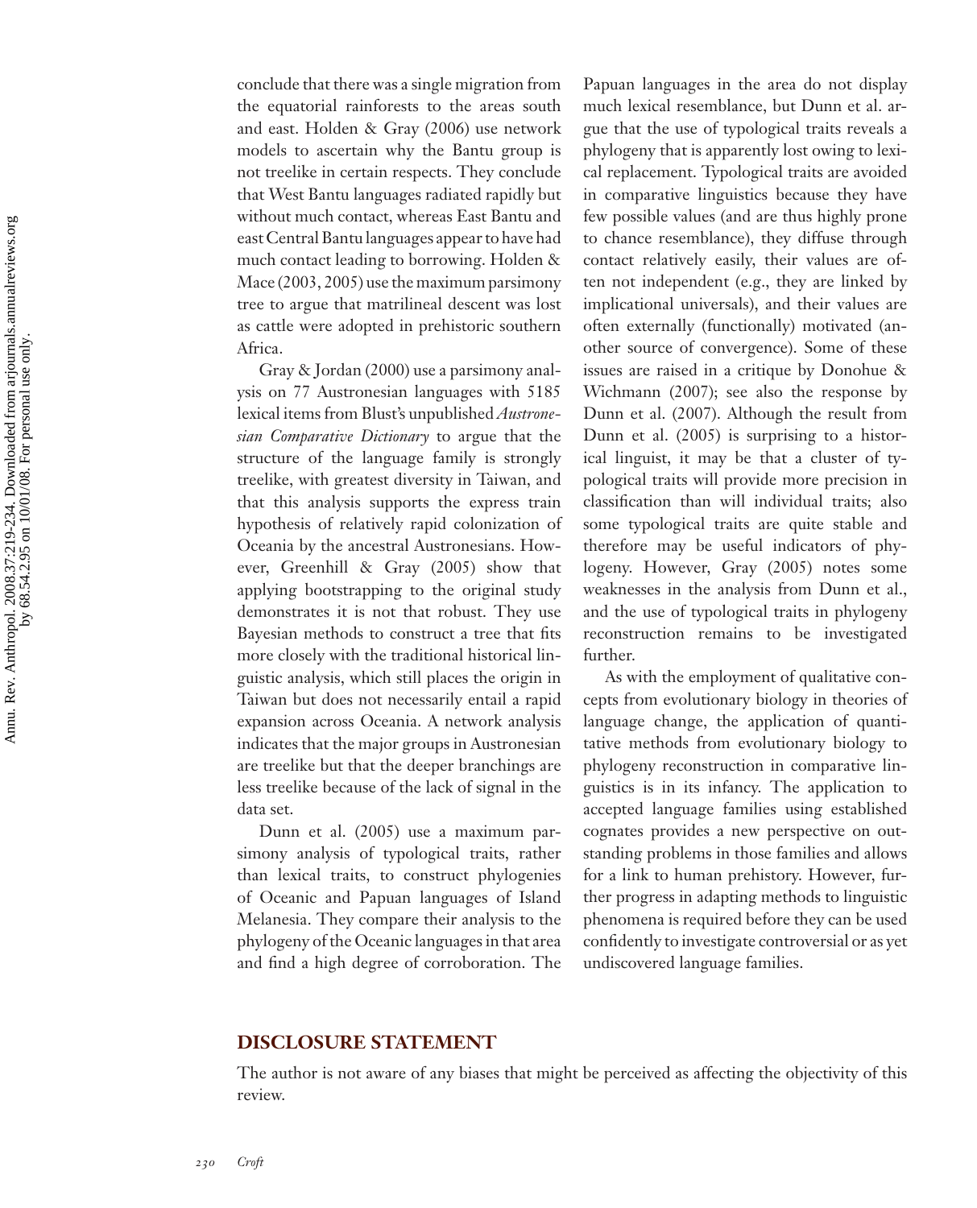conclude that there was a single migration from the equatorial rainforests to the areas south and east. Holden & Gray (2006) use network models to ascertain why the Bantu group is not treelike in certain respects. They conclude that West Bantu languages radiated rapidly but without much contact, whereas East Bantu and east Central Bantu languages appear to have had much contact leading to borrowing. Holden & Mace (2003, 2005) use the maximum parsimony tree to argue that matrilineal descent was lost as cattle were adopted in prehistoric southern Africa.

Gray & Jordan (2000) use a parsimony analysis on 77 Austronesian languages with 5185 lexical items from Blust's unpublished *Austronesian Comparative Dictionary* to argue that the structure of the language family is strongly treelike, with greatest diversity in Taiwan, and that this analysis supports the express train hypothesis of relatively rapid colonization of Oceania by the ancestral Austronesians. However, Greenhill & Gray (2005) show that applying bootstrapping to the original study demonstrates it is not that robust. They use Bayesian methods to construct a tree that fits more closely with the traditional historical linguistic analysis, which still places the origin in Taiwan but does not necessarily entail a rapid expansion across Oceania. A network analysis indicates that the major groups in Austronesian are treelike but that the deeper branchings are less treelike because of the lack of signal in the data set.

Dunn et al. (2005) use a maximum parsimony analysis of typological traits, rather than lexical traits, to construct phylogenies of Oceanic and Papuan languages of Island Melanesia. They compare their analysis to the phylogeny of the Oceanic languages in that area and find a high degree of corroboration. The Papuan languages in the area do not display much lexical resemblance, but Dunn et al. argue that the use of typological traits reveals a phylogeny that is apparently lost owing to lexical replacement. Typological traits are avoided in comparative linguistics because they have few possible values (and are thus highly prone to chance resemblance), they diffuse through contact relatively easily, their values are often not independent (e.g., they are linked by implicational universals), and their values are often externally (functionally) motivated (another source of convergence). Some of these issues are raised in a critique by Donohue & Wichmann (2007); see also the response by Dunn et al. (2007). Although the result from Dunn et al. (2005) is surprising to a historical linguist, it may be that a cluster of typological traits will provide more precision in classification than will individual traits; also some typological traits are quite stable and therefore may be useful indicators of phylogeny. However, Gray (2005) notes some weaknesses in the analysis from Dunn et al., and the use of typological traits in phylogeny reconstruction remains to be investigated further.

As with the employment of qualitative concepts from evolutionary biology in theories of language change, the application of quantitative methods from evolutionary biology to phylogeny reconstruction in comparative linguistics is in its infancy. The application to accepted language families using established cognates provides a new perspective on outstanding problems in those families and allows for a link to human prehistory. However, further progress in adapting methods to linguistic phenomena is required before they can be used confidently to investigate controversial or as yet undiscovered language families.

## DISCLOSURE STATEMENT

The author is not aware of any biases that might be perceived as affecting the objectivity of this review.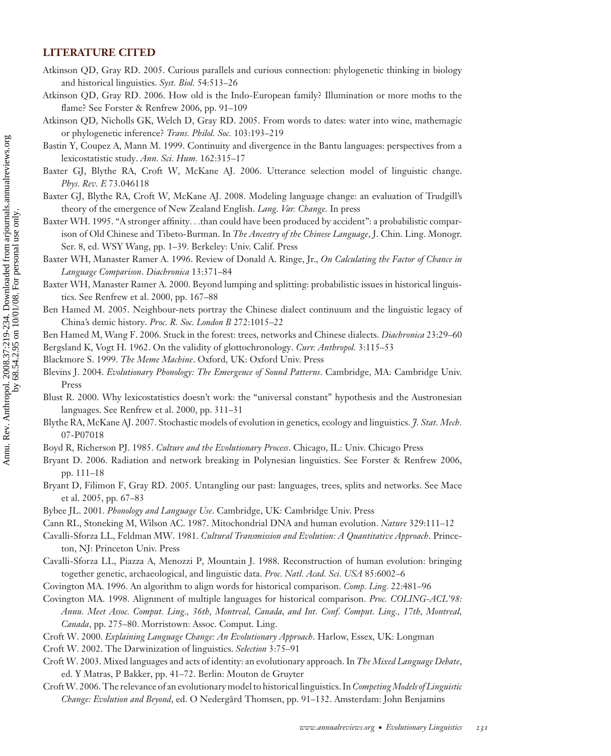## LITERATURE CITED

Atkinson QD, Gray RD. 2005. Curious parallels and curious connection: phylogenetic thinking in biology and historical linguistics. *Syst. Biol.* 54:513–26

Atkinson QD, Gray RD. 2006. How old is the Indo-European family? Illumination or more moths to the flame? See Forster & Renfrew 2006, pp. 91–109

Atkinson QD, Nicholls GK, Welch D, Gray RD. 2005. From words to dates: water into wine, mathemagic or phylogenetic inference? *Trans. Philol. Soc.* 103:193–219

Bastin Y, Coupez A, Mann M. 1999. Continuity and divergence in the Bantu languages: perspectives from a lexicostatistic study. *Ann. Sci. Hum.* 162:315–17

Baxter GJ, Blythe RA, Croft W, McKane AJ. 2006. Utterance selection model of linguistic change. *Phys. Rev. E* 73.046118

Baxter GJ, Blythe RA, Croft W, McKane AJ. 2008. Modeling language change: an evaluation of Trudgill's theory of the emergence of New Zealand English. *Lang. Var. Change.* In press

Baxter WH. 1995. "A stronger affinity. . .than could have been produced by accident": a probabilistic comparison of Old Chinese and Tibeto-Burman. In *The Ancestry of the Chinese Language*, J. Chin. Ling. Monogr. Ser. 8, ed. WSY Wang, pp. 1–39. Berkeley: Univ. Calif. Press

Baxter WH, Manaster Ramer A. 1996. Review of Donald A. Ringe, Jr., *On Calculating the Factor of Chance in Language Comparison*. *Diachronica* 13:371–84

Baxter WH, Manaster Ramer A. 2000. Beyond lumping and splitting: probabilistic issues in historical linguistics. See Renfrew et al. 2000, pp. 167–88

Ben Hamed M. 2005. Neighbour-nets portray the Chinese dialect continuum and the linguistic legacy of China's demic history. *Proc. R. Soc. London B* 272:1015–22

Ben Hamed M, Wang F. 2006. Stuck in the forest: trees, networks and Chinese dialects. *Diachronica* 23:29–60

Bergsland K, Vogt H. 1962. On the validity of glottochronology. *Curr. Anthropol.* 3:115–53

Blackmore S. 1999. *The Meme Machine*. Oxford, UK: Oxford Univ. Press

Blevins J. 2004. *Evolutionary Phonology: The Emergence of Sound Patterns*. Cambridge, MA: Cambridge Univ. Press

Blust R. 2000. Why lexicostatistics doesn't work: the "universal constant" hypothesis and the Austronesian languages. See Renfrew et al. 2000, pp. 311–31

Blythe RA, McKane AJ. 2007. Stochastic models of evolution in genetics, ecology and linguistics. *J. Stat. Mech.* 07-P07018

Boyd R, Richerson PJ. 1985. *Culture and the Evolutionary Process*. Chicago, IL: Univ. Chicago Press

Bryant D. 2006. Radiation and network breaking in Polynesian linguistics. See Forster & Renfrew 2006, pp. 111–18

Bryant D, Filimon F, Gray RD. 2005. Untangling our past: languages, trees, splits and networks. See Mace et al. 2005, pp. 67–83

Bybee JL. 2001. *Phonology and Language Use*. Cambridge, UK: Cambridge Univ. Press

Cann RL, Stoneking M, Wilson AC. 1987. Mitochondrial DNA and human evolution. *Nature* 329:111–12

Cavalli-Sforza LL, Feldman MW. 1981. *Cultural Transmission and Evolution: A Quantitative Approach*. Princeton, NJ: Princeton Univ. Press

Cavalli-Sforza LL, Piazza A, Menozzi P, Mountain J. 1988. Reconstruction of human evolution: bringing together genetic, archaeological, and linguistic data. *Proc. Natl. Acad. Sci. USA* 85:6002–6

Covington MA. 1996. An algorithm to align words for historical comparison. *Comp. Ling.* 22:481–96

Covington MA. 1998. Alignment of multiple languages for historical comparison. *Proc. COLING-ACL'98: Annu. Meet Assoc. Comput. Ling., 36th, Montreal, Canada, and Int. Conf. Comput. Ling., 17th, Montreal, Canada*, pp. 275–80. Morristown: Assoc. Comput. Ling.

Croft W. 2000. *Explaining Language Change: An Evolutionary Approach*. Harlow, Essex, UK: Longman

Croft W. 2002. The Darwinization of linguistics. *Selection* 3:75–91

Croft W. 2003. Mixed languages and acts of identity: an evolutionary approach. In *The Mixed Language Debate*, ed. Y Matras, P Bakker, pp. 41–72. Berlin: Mouton de Gruyter

Croft W. 2006. The relevance of an evolutionary model to historical linguistics. In *Competing Models of Linguistic Change: Evolution and Beyond*, ed. O Nedergård Thomsen, pp. 91–132. Amsterdam: John Benjamins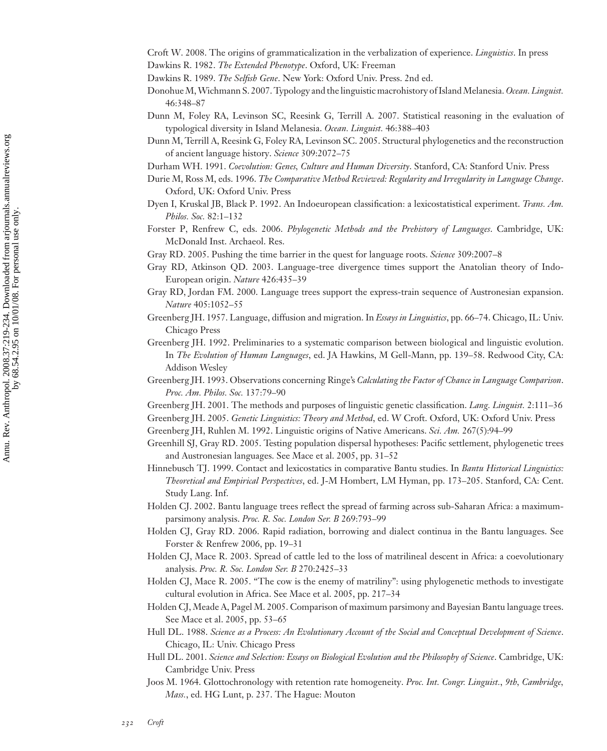Croft W. 2008. The origins of grammaticalization in the verbalization of experience. *Linguistics*. In press

Dawkins R. 1982. *The Extended Phenotype*. Oxford, UK: Freeman

Dawkins R. 1989. *The Selfish Gene*. New York: Oxford Univ. Press. 2nd ed.

Donohue M, Wichmann S. 2007. Typology and the linguistic macrohistory of Island Melanesia. *Ocean. Linguist.* 46:348–87

Dunn M, Foley RA, Levinson SC, Reesink G, Terrill A. 2007. Statistical reasoning in the evaluation of typological diversity in Island Melanesia. *Ocean. Linguist.* 46:388–403

Dunn M, Terrill A, Reesink G, Foley RA, Levinson SC. 2005. Structural phylogenetics and the reconstruction of ancient language history. *Science* 309:2072–75

Durham WH. 1991. *Coevolution: Genes, Culture and Human Diversity*. Stanford, CA: Stanford Univ. Press

Durie M, Ross M, eds. 1996. *The Comparative Method Reviewed: Regularity and Irregularity in Language Change*. Oxford, UK: Oxford Univ. Press

Dyen I, Kruskal JB, Black P. 1992. An Indoeuropean classification: a lexicostatistical experiment. *Trans. Am. Philos. Soc.* 82:1–132

Forster P, Renfrew C, eds. 2006. *Phylogenetic Methods and the Prehistory of Languages*. Cambridge, UK: McDonald Inst. Archaeol. Res.

Gray RD. 2005. Pushing the time barrier in the quest for language roots. *Science* 309:2007–8

Gray RD, Atkinson QD. 2003. Language-tree divergence times support the Anatolian theory of Indo-European origin. *Nature* 426:435–39

Gray RD, Jordan FM. 2000. Language trees support the express-train sequence of Austronesian expansion. *Nature* 405:1052–55

Greenberg JH. 1957. Language, diffusion and migration. In *Essays in Linguistics*, pp. 66–74. Chicago, IL: Univ. Chicago Press

Greenberg JH. 1992. Preliminaries to a systematic comparison between biological and linguistic evolution. In *The Evolution of Human Languages*, ed. JA Hawkins, M Gell-Mann, pp. 139–58. Redwood City, CA: Addison Wesley

Greenberg JH. 1993. Observations concerning Ringe's *Calculating the Factor of Chance in Language Comparison*. *Proc. Am. Philos. Soc.* 137:79–90

Greenberg JH. 2001. The methods and purposes of linguistic genetic classification. *Lang. Linguist.* 2:111–36

Greenberg JH. 2005. *Genetic Linguistics: Theory and Method*, ed. W Croft. Oxford, UK: Oxford Univ. Press

Greenberg JH, Ruhlen M. 1992. Linguistic origins of Native Americans. *Sci. Am.* 267(5):94–99

Greenhill SJ, Gray RD. 2005. Testing population dispersal hypotheses: Pacific settlement, phylogenetic trees and Austronesian languages. See Mace et al. 2005, pp. 31–52

Hinnebusch TJ. 1999. Contact and lexicostatics in comparative Bantu studies. In *Bantu Historical Linguistics: Theoretical and Empirical Perspectives*, ed. J-M Hombert, LM Hyman, pp. 173–205. Stanford, CA: Cent. Study Lang. Inf.

Holden CJ. 2002. Bantu language trees reflect the spread of farming across sub-Saharan Africa: a maximum-parsimony analysis. *Proc. R. Soc. London Ser. B* 269:793–99

Holden CJ, Gray RD. 2006. Rapid radiation, borrowing and dialect continua in the Bantu languages. See Forster & Renfrew 2006, pp. 19–31

Holden CJ, Mace R. 2003. Spread of cattle led to the loss of matrilineal descent in Africa: a coevolutionary analysis. *Proc. R. Soc. London Ser. B* 270:2425–33

Holden CJ, Mace R. 2005. "The cow is the enemy of matriliny": using phylogenetic methods to investigate cultural evolution in Africa. See Mace et al. 2005, pp. 217–34

Holden CJ, Meade A, Pagel M. 2005. Comparison of maximum parsimony and Bayesian Bantu language trees. See Mace et al. 2005, pp. 53–65

Hull DL. 1988. *Science as a Process: An Evolutionary Account of the Social and Conceptual Development of Science*. Chicago, IL: Univ. Chicago Press

Hull DL. 2001. *Science and Selection: Essays on Biological Evolution and the Philosophy of Science*. Cambridge, UK: Cambridge Univ. Press

Joos M. 1964. Glottochronology with retention rate homogeneity. *Proc. Int. Congr. Linguist., 9th, Cambridge, Mass.*, ed. HG Lunt, p. 237. The Hague: Mouton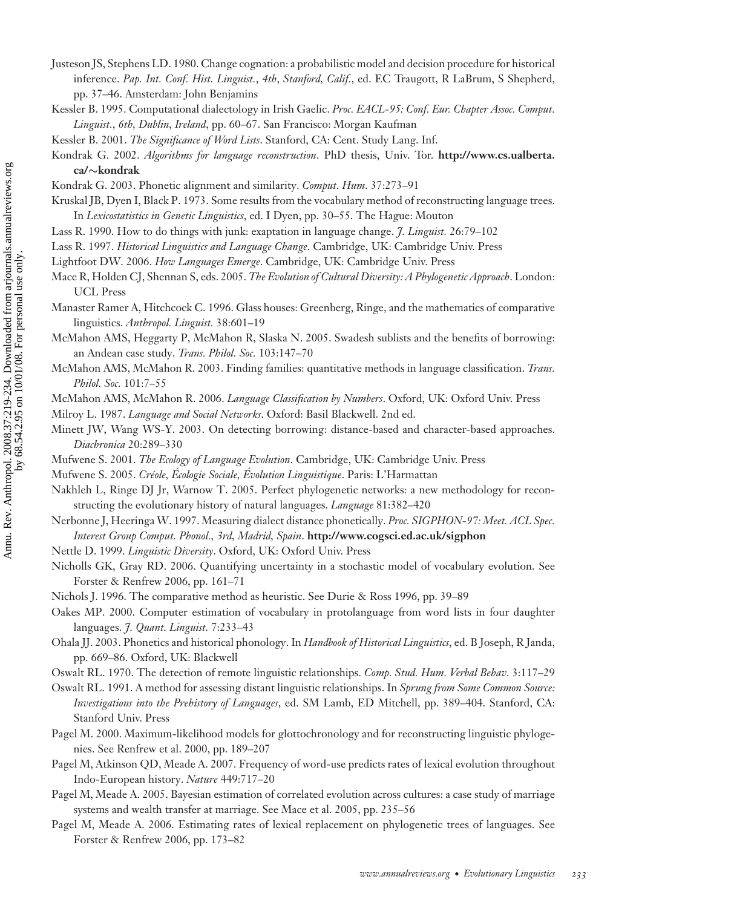Justeson JS, Stephens LD. 1980. Change cognation: a probabilistic model and decision procedure for historical inference. *Pap. Int. Conf. Hist. Linguist., 4th, Stanford, Calif.*, ed. EC Traugott, R LaBrum, S Shepherd, pp. 37–46. Amsterdam: John Benjamins

Kessler B. 1995. Computational dialectology in Irish Gaelic. *Proc. EACL-95: Conf. Eur. Chapter Assoc. Comput. Linguist., 6th, Dublin, Ireland*, pp. 60–67. San Francisco: Morgan Kaufman

Kessler B. 2001. *The Significance of Word Lists*. Stanford, CA: Cent. Study Lang. Inf.

Kondrak G. 2002. *Algorithms for language reconstruction*. PhD thesis, Univ. Tor. **http://www.cs.ualberta.ca/~kondrak**

Kondrak G. 2003. Phonetic alignment and similarity. *Comput. Hum.* 37:273–91

Kruskal JB, Dyen I, Black P. 1973. Some results from the vocabulary method of reconstructing language trees. In *Lexicostatistics in Genetic Linguistics*, ed. I Dyen, pp. 30–55. The Hague: Mouton

Lass R. 1990. How to do things with junk: exaptation in language change. *J. Linguist.* 26:79–102

Lass R. 1997. *Historical Linguistics and Language Change*. Cambridge, UK: Cambridge Univ. Press

Lightfoot DW. 2006. *How Languages Emerge*. Cambridge, UK: Cambridge Univ. Press

Mace R, Holden CJ, Shennan S, eds. 2005. *The Evolution of Cultural Diversity: A Phylogenetic Approach*. London: UCL Press

Manaster Ramer A, Hitchcock C. 1996. Glass houses: Greenberg, Ringe, and the mathematics of comparative linguistics. *Anthropol. Linguist.* 38:601–19

McMahon AMS, Heggarty P, McMahon R, Slaska N. 2005. Swadesh sublists and the benefits of borrowing: an Andean case study. *Trans. Philol. Soc.* 103:147–70

McMahon AMS, McMahon R. 2003. Finding families: quantitative methods in language classification. *Trans. Philol. Soc.* 101:7–55

McMahon AMS, McMahon R. 2006. *Language Classification by Numbers*. Oxford, UK: Oxford Univ. Press

Milroy L. 1987. *Language and Social Networks*. Oxford: Basil Blackwell. 2nd ed.

Minett JW, Wang WS-Y. 2003. On detecting borrowing: distance-based and character-based approaches. *Diachronica* 20:289–330

Mufwene S. 2001. *The Ecology of Language Evolution*. Cambridge, UK: Cambridge Univ. Press

Mufwene S. 2005. *Créole, Écologie Sociale, Évolution Linguistique*. Paris: L'Harmattan

Nakhleh L, Ringe DJ Jr, Warnow T. 2005. Perfect phylogenetic networks: a new methodology for reconstructing the evolutionary history of natural languages. *Language* 81:382–420

Nerbonne J, Heeringa W. 1997. Measuring dialect distance phonetically. *Proc. SIGPHON-97: Meet. ACL Spec. Interest Group Comput. Phonol., 3rd, Madrid, Spain*. **http://www.cogsci.ed.ac.uk/sigphon**

Nettle D. 1999. *Linguistic Diversity*. Oxford, UK: Oxford Univ. Press

Nicholls GK, Gray RD. 2006. Quantifying uncertainty in a stochastic model of vocabulary evolution. See Forster & Renfrew 2006, pp. 161–71

Nichols J. 1996. The comparative method as heuristic. See Durie & Ross 1996, pp. 39–89

Oakes MP. 2000. Computer estimation of vocabulary in protolanguage from word lists in four daughter languages. *J. Quant. Linguist.* 7:233–43

Ohala JJ. 2003. Phonetics and historical phonology. In *Handbook of Historical Linguistics*, ed. B Joseph, R Janda, pp. 669–86. Oxford, UK: Blackwell

Oswalt RL. 1970. The detection of remote linguistic relationships. *Comp. Stud. Hum. Verbal Behav.* 3:117–29

Oswalt RL. 1991. A method for assessing distant linguistic relationships. In *Sprung from Some Common Source: Investigations into the Prehistory of Languages*, ed. SM Lamb, ED Mitchell, pp. 389–404. Stanford, CA: Stanford Univ. Press

Pagel M. 2000. Maximum-likelihood models for glottochronology and for reconstructing linguistic phylogenies. See Renfrew et al. 2000, pp. 189–207

Pagel M, Atkinson QD, Meade A. 2007. Frequency of word-use predicts rates of lexical evolution throughout Indo-European history. *Nature* 449:717–20

Pagel M, Meade A. 2005. Bayesian estimation of correlated evolution across cultures: a case study of marriage systems and wealth transfer at marriage. See Mace et al. 2005, pp. 235–56

Pagel M, Meade A. 2006. Estimating rates of lexical replacement on phylogenetic trees of languages. See Forster & Renfrew 2006, pp. 173–82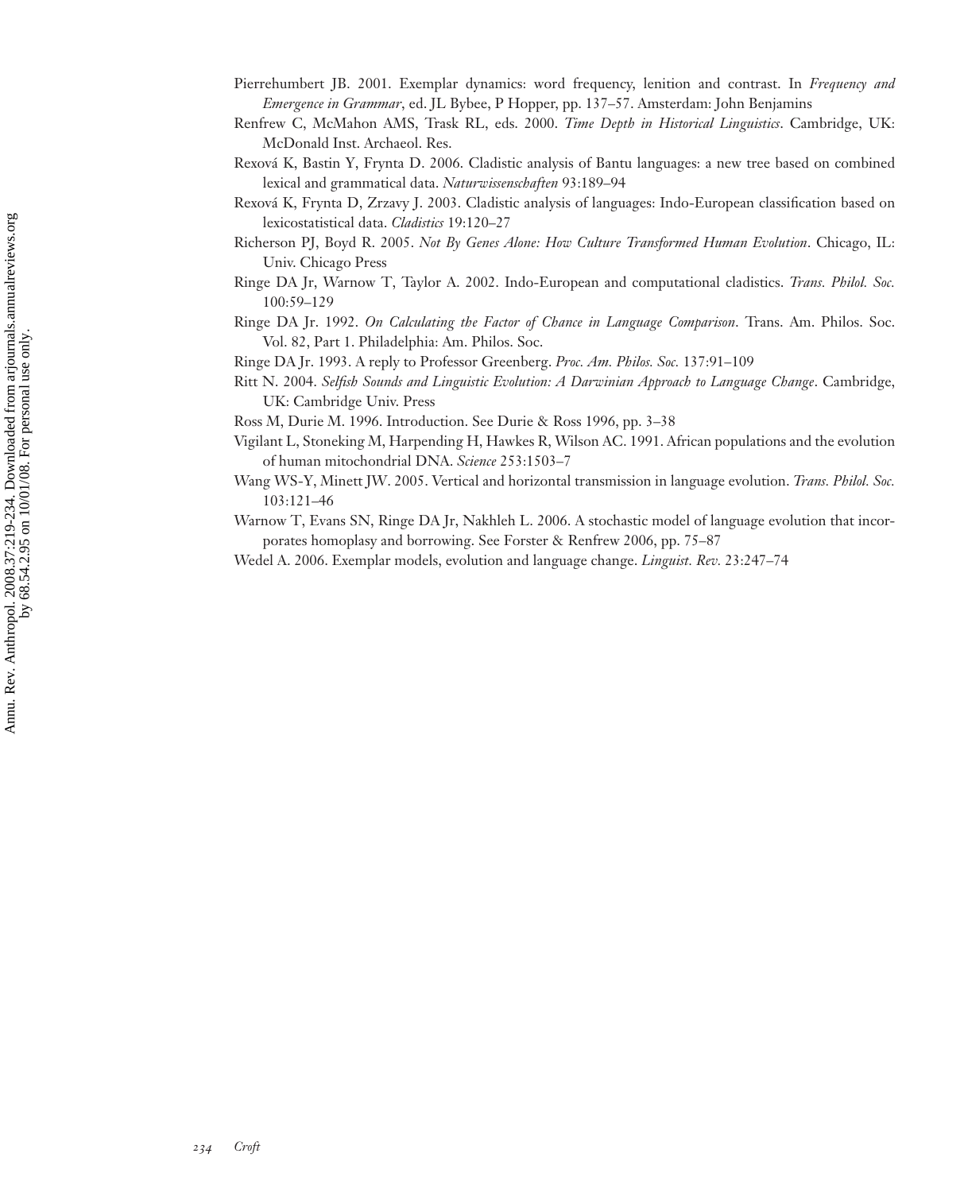Pierrehumbert JB. 2001. Exemplar dynamics: word frequency, lenition and contrast. In *Frequency and Emergence in Grammar*, ed. JL Bybee, P Hopper, pp. 137–57. Amsterdam: John Benjamins

Renfrew C, McMahon AMS, Trask RL, eds. 2000. *Time Depth in Historical Linguistics*. Cambridge, UK: McDonald Inst. Archaeol. Res.

Rexová K, Bastin Y, Frynta D. 2006. Cladistic analysis of Bantu languages: a new tree based on combined lexical and grammatical data. *Naturwissenschaften* 93:189–94

Rexová K, Frynta D, Zrzavy J. 2003. Cladistic analysis of languages: Indo-European classification based on lexicostatistical data. *Cladistics* 19:120–27

Richerson PJ, Boyd R. 2005. *Not By Genes Alone: How Culture Transformed Human Evolution*. Chicago, IL: Univ. Chicago Press

Ringe DA Jr, Warnow T, Taylor A. 2002. Indo-European and computational cladistics. *Trans. Philol. Soc.* 100:59–129

Ringe DA Jr. 1992. *On Calculating the Factor of Chance in Language Comparison*. Trans. Am. Philos. Soc. Vol. 82, Part 1. Philadelphia: Am. Philos. Soc.

Ringe DA Jr. 1993. A reply to Professor Greenberg. *Proc. Am. Philos. Soc.* 137:91–109

Ritt N. 2004. *Selfish Sounds and Linguistic Evolution: A Darwinian Approach to Language Change*. Cambridge, UK: Cambridge Univ. Press

Ross M, Durie M. 1996. Introduction. See Durie & Ross 1996, pp. 3–38

Vigilant L, Stoneking M, Harpending H, Hawkes R, Wilson AC. 1991. African populations and the evolution of human mitochondrial DNA. *Science* 253:1503–7

Wang WS-Y, Minett JW. 2005. Vertical and horizontal transmission in language evolution. *Trans. Philol. Soc.* 103:121–46

Warnow T, Evans SN, Ringe DA Jr, Nakhleh L. 2006. A stochastic model of language evolution that incorporates homoplasy and borrowing. See Forster & Renfrew 2006, pp. 75–87

Wedel A. 2006. Exemplar models, evolution and language change. *Linguist. Rev.* 23:247–74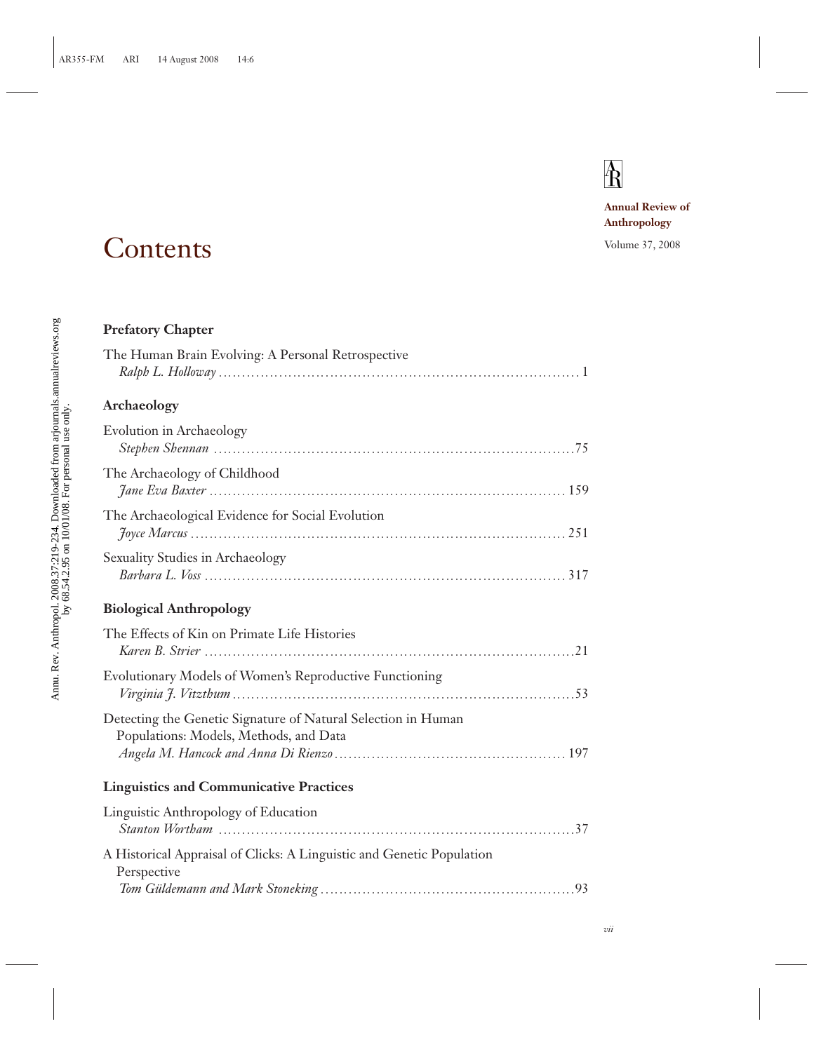Annual Review of Anthropology

Volume 37, 2008

# Contents

## Prefatory Chapter

The Human Brain Evolving: A Personal Retrospective
*Ralph L. Holloway* . . . . . . . . . . . . . . . . . . . . . . . . . . . . . . . . . . . . . . . . . . . . . . . . . . . . . . . . . . . . . . . . . . . . . . . . 1

## Archaeology

Evolution in Archaeology
*Stephen Shennan* . . . . . . . . . . . . . . . . . . . . . . . . . . . . . . . . . . . . . . . . . . . . . . . . . . . . . . . . . . . . . . . . . . . . . . . 75

The Archaeology of Childhood
*Jane Eva Baxter* . . . . . . . . . . . . . . . . . . . . . . . . . . . . . . . . . . . . . . . . . . . . . . . . . . . . . . . . . . . . . . . . . . . . . . 159

The Archaeological Evidence for Social Evolution
*Joyce Marcus* . . . . . . . . . . . . . . . . . . . . . . . . . . . . . . . . . . . . . . . . . . . . . . . . . . . . . . . . . . . . . . . . . . . . . . . . . 251

Sexuality Studies in Archaeology
*Barbara L. Voss* . . . . . . . . . . . . . . . . . . . . . . . . . . . . . . . . . . . . . . . . . . . . . . . . . . . . . . . . . . . . . . . . . . . . . . . 317

## Biological Anthropology

The Effects of Kin on Primate Life Histories
*Karen B. Strier* . . . . . . . . . . . . . . . . . . . . . . . . . . . . . . . . . . . . . . . . . . . . . . . . . . . . . . . . . . . . . . . . . . . . . . . . 21

Evolutionary Models of Women's Reproductive Functioning
*Virginia J. Vitzthum* . . . . . . . . . . . . . . . . . . . . . . . . . . . . . . . . . . . . . . . . . . . . . . . . . . . . . . . . . . . . . . . . . . . 53

Detecting the Genetic Signature of Natural Selection in Human Populations: Models, Methods, and Data
*Angela M. Hancock and Anna Di Rienzo* . . . . . . . . . . . . . . . . . . . . . . . . . . . . . . . . . . . . . . . . . . . . . . . 197

## Linguistics and Communicative Practices

Linguistic Anthropology of Education
*Stanton Wortham* . . . . . . . . . . . . . . . . . . . . . . . . . . . . . . . . . . . . . . . . . . . . . . . . . . . . . . . . . . . . . . . . . . . . . . 37

A Historical Appraisal of Clicks: A Linguistic and Genetic Population Perspective
*Tom Güldemann and Mark Stoneking* . . . . . . . . . . . . . . . . . . . . . . . . . . . . . . . . . . . . . . . . . . . . . . . . . . . . 93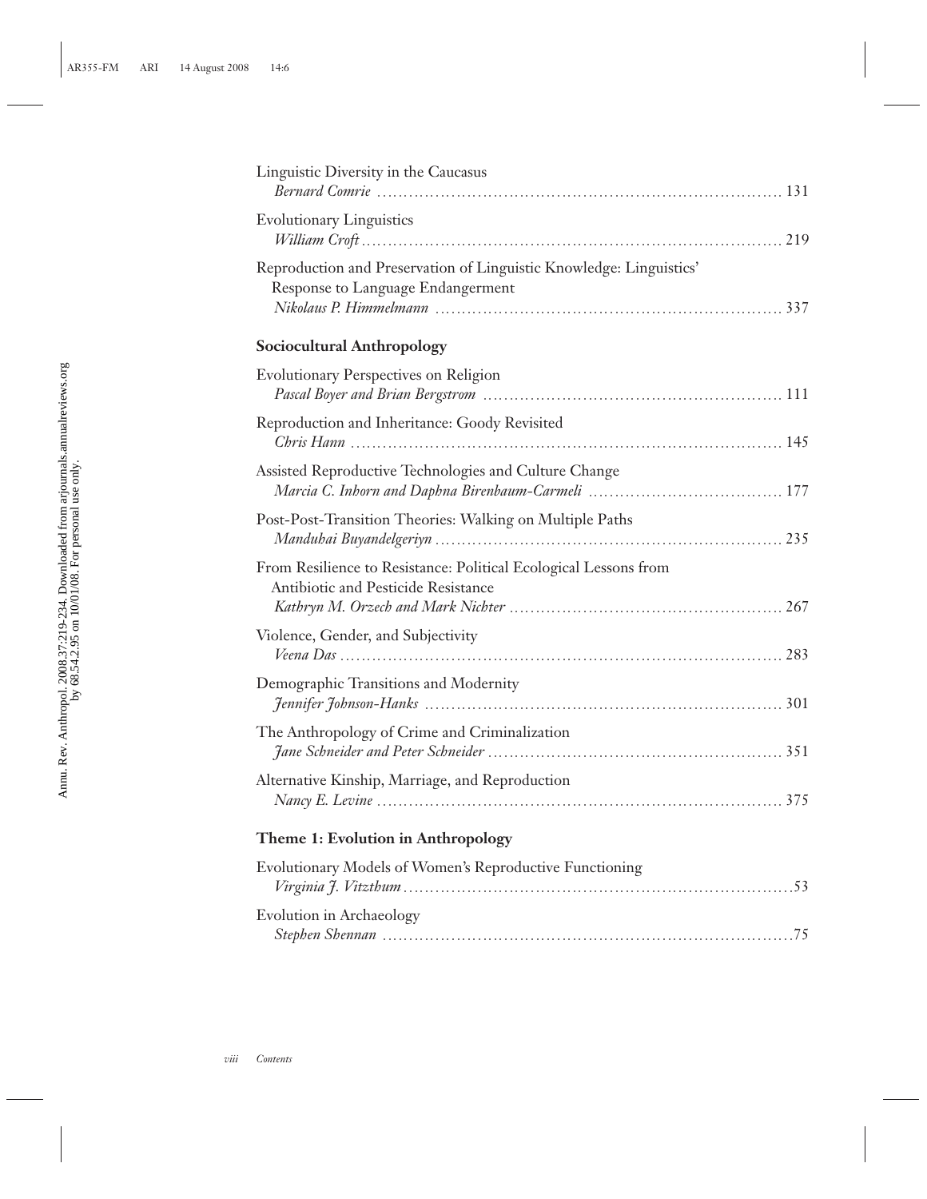Linguistic Diversity in the Caucasus
*Bernard Comrie* .......................................................................... 131

Evolutionary Linguistics
*William Croft* ............................................................................. 219

Reproduction and Preservation of Linguistic Knowledge: Linguistics' Response to Language Endangerment
*Nikolaus P. Himmelmann* ................................................................ 337

## Sociocultural Anthropology

Evolutionary Perspectives on Religion
*Pascal Boyer and Brian Bergstrom* ...................................................... 111

Reproduction and Inheritance: Goody Revisited
*Chris Hann* ............................................................................... 145

Assisted Reproductive Technologies and Culture Change
*Marcia C. Inhorn and Daphna Birenbaum-Carmeli* ................................... 177

Post-Post-Transition Theories: Walking on Multiple Paths
*Manduhai Buyandelgeriyn* ................................................................ 235

From Resilience to Resistance: Political Ecological Lessons from Antibiotic and Pesticide Resistance
*Kathryn M. Orzech and Mark Nichter* .................................................. 267

Violence, Gender, and Subjectivity
*Veena Das* ................................................................................. 283

Demographic Transitions and Modernity
*Jennifer Johnson-Hanks* ................................................................. 301

The Anthropology of Crime and Criminalization
*Jane Schneider and Peter Schneider* ..................................................... 351

Alternative Kinship, Marriage, and Reproduction
*Nancy E. Levine* .......................................................................... 375

## Theme 1: Evolution in Anthropology

Evolutionary Models of Women's Reproductive Functioning
*Virginia J. Vitzthum* ........................................................................ 53

Evolution in Archaeology
*Stephen Shennan* ........................................................................... 75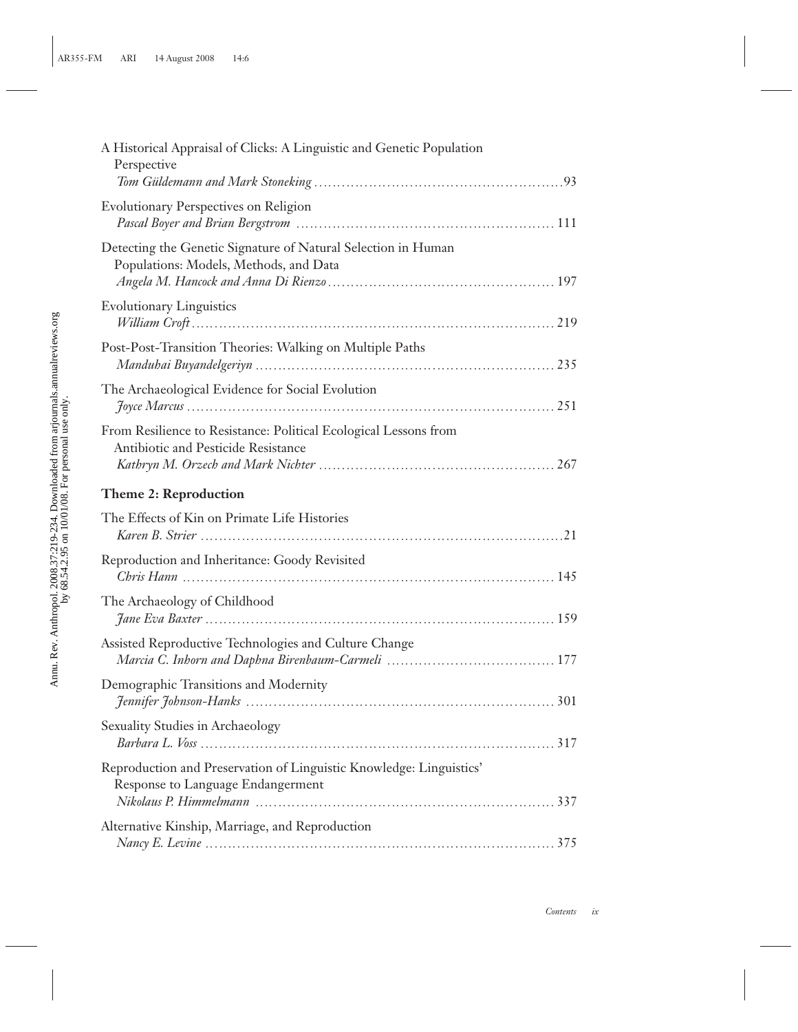A Historical Appraisal of Clicks: A Linguistic and Genetic Population Perspective
*Tom Güldemann and Mark Stoneking* ....................................................93

Evolutionary Perspectives on Religion
*Pascal Boyer and Brian Bergstrom* .................................................... 111

Detecting the Genetic Signature of Natural Selection in Human Populations: Models, Methods, and Data
*Angela M. Hancock and Anna Di Rienzo* ............................................... 197

Evolutionary Linguistics
*William Croft* ........................................................................... 219

Post-Post-Transition Theories: Walking on Multiple Paths
*Manduhai Buyandelgeriyn* ............................................................... 235

The Archaeological Evidence for Social Evolution
*Joyce Marcus* ........................................................................... 251

From Resilience to Resistance: Political Ecological Lessons from Antibiotic and Pesticide Resistance
*Kathryn M. Orzech and Mark Nichter* ................................................. 267

### Theme 2: Reproduction

The Effects of Kin on Primate Life Histories
*Karen B. Strier* ..........................................................................21

Reproduction and Inheritance: Goody Revisited
*Chris Hann* ............................................................................. 145

The Archaeology of Childhood
*Jane Eva Baxter* ........................................................................ 159

Assisted Reproductive Technologies and Culture Change
*Marcia C. Inhorn and Daphna Birenbaum-Carmeli* .................................... 177

Demographic Transitions and Modernity
*Jennifer Johnson-Hanks* ................................................................ 301

Sexuality Studies in Archaeology
*Barbara L. Voss* ........................................................................ 317

Reproduction and Preservation of Linguistic Knowledge: Linguistics' Response to Language Endangerment
*Nikolaus P. Himmelmann* ............................................................... 337

Alternative Kinship, Marriage, and Reproduction
*Nancy E. Levine* ........................................................................ 375